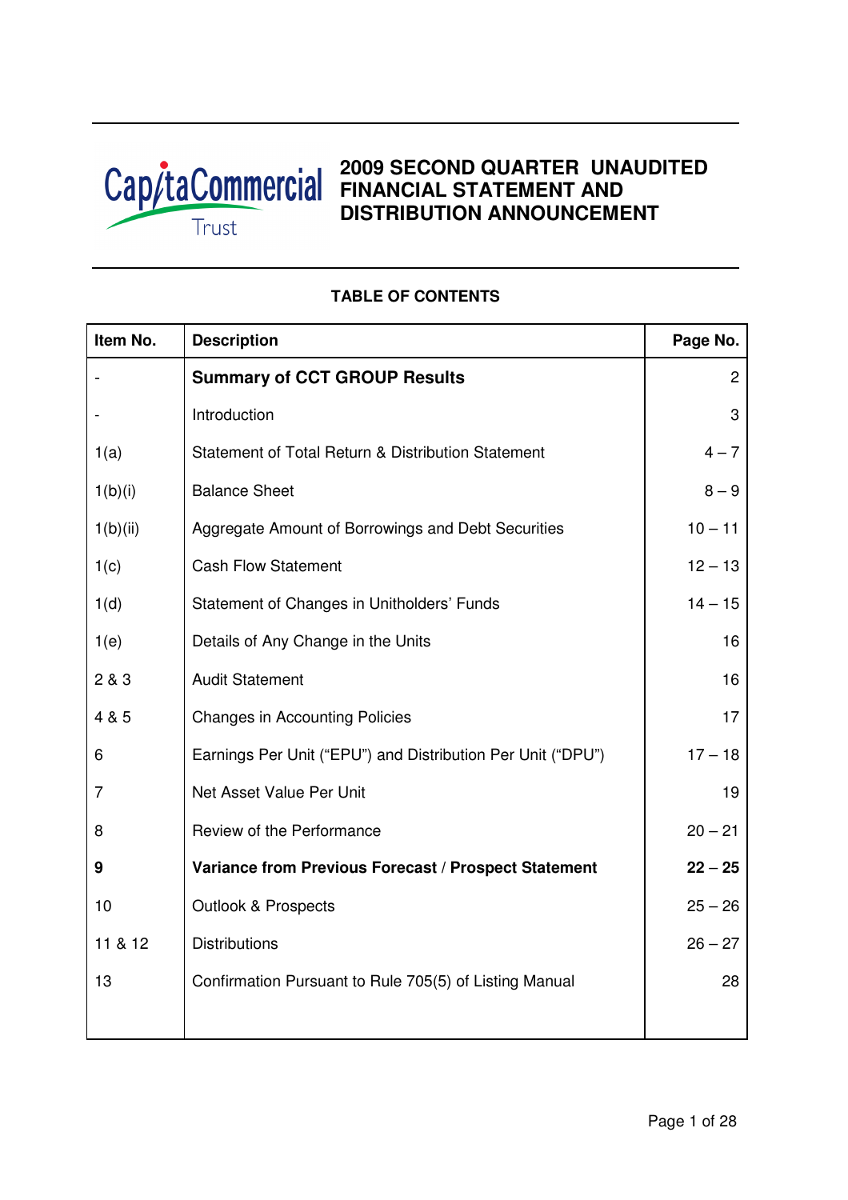CapitaCommercial Trust

# 2009 SECOND QUARTER UNAUDITED FINANCIAL STATEMENT AND DISTRIBUTION ANNOUNCEMENT

## TABLE OF CONTENTS

| Item No. | Description | Page No. |
|---|---|---|
| - | **Summary of CCT GROUP Results** | 2 |
| - | Introduction | 3 |
| 1(a) | Statement of Total Return & Distribution Statement | 4 – 7 |
| 1(b)(i) | Balance Sheet | 8 – 9 |
| 1(b)(ii) | Aggregate Amount of Borrowings and Debt Securities | 10 – 11 |
| 1(c) | Cash Flow Statement | 12 – 13 |
| 1(d) | Statement of Changes in Unitholders' Funds | 14 – 15 |
| 1(e) | Details of Any Change in the Units | 16 |
| 2 & 3 | Audit Statement | 16 |
| 4 & 5 | Changes in Accounting Policies | 17 |
| 6 | Earnings Per Unit ("EPU") and Distribution Per Unit ("DPU") | 17 – 18 |
| 7 | Net Asset Value Per Unit | 19 |
| 8 | Review of the Performance | 20 – 21 |
| **9** | **Variance from Previous Forecast / Prospect Statement** | **22 – 25** |
| 10 | Outlook & Prospects | 25 – 26 |
| 11 & 12 | Distributions | 26 – 27 |
| 13 | Confirmation Pursuant to Rule 705(5) of Listing Manual | 28 |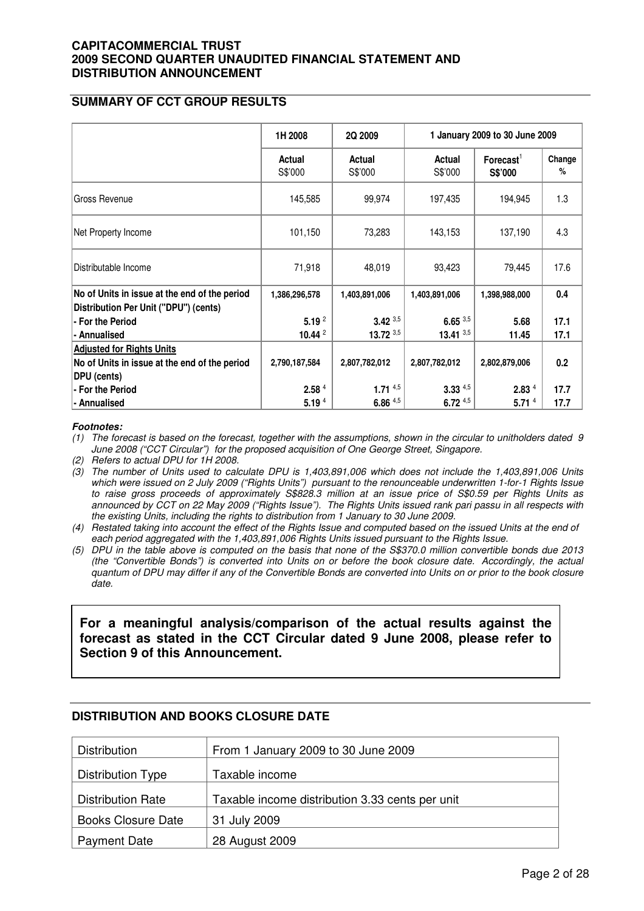**CAPITACOMMERCIAL TRUST**
**2009 SECOND QUARTER UNAUDITED FINANCIAL STATEMENT AND DISTRIBUTION ANNOUNCEMENT**

## SUMMARY OF CCT GROUP RESULTS

| | 1H 2008 | 2Q 2009 | 1 January 2009 to 30 June 2009 | | |
|---|---|---|---|---|---|
| | Actual S$'000 | Actual S$'000 | Actual S$'000 | Forecast[1] S$'000 | Change % |
| Gross Revenue | 145,585 | 99,974 | 197,435 | 194,945 | 1.3 |
| Net Property Income | 101,150 | 73,283 | 143,153 | 137,190 | 4.3 |
| Distributable Income | 71,918 | 48,019 | 93,423 | 79,445 | 17.6 |
| **No of Units in issue at the end of the period** | **1,386,296,578** | **1,403,891,006** | **1,403,891,006** | **1,398,988,000** | **0.4** |
| **Distribution Per Unit ("DPU") (cents)** | | | | | |
| **- For the Period** | **5.19** [2] | **3.42** [3,5] | **6.65** [3,5] | **5.68** | **17.1** |
| **- Annualised** | **10.44** [2] | **13.72** [3,5] | **13.41** [3,5] | **11.45** | **17.1** |
| **Adjusted for Rights Units** | | | | | |
| **No of Units in issue at the end of the period** | **2,790,187,584** | **2,807,782,012** | **2,807,782,012** | **2,802,879,006** | **0.2** |
| **DPU (cents)** | | | | | |
| **- For the Period** | **2.58** [4] | **1.71** [4,5] | **3.33** [4,5] | **2.83** [4] | **17.7** |
| **- Annualised** | **5.19** [4] | **6.86** [4,5] | **6.72** [4,5] | **5.71** [4] | **17.7** |

***Footnotes:***

*(1) The forecast is based on the forecast, together with the assumptions, shown in the circular to unitholders dated 9 June 2008 ("CCT Circular") for the proposed acquisition of One George Street, Singapore.*

*(2) Refers to actual DPU for 1H 2008.*

*(3) The number of Units used to calculate DPU is 1,403,891,006 which does not include the 1,403,891,006 Units which were issued on 2 July 2009 ("Rights Units") pursuant to the renounceable underwritten 1-for-1 Rights Issue to raise gross proceeds of approximately S$828.3 million at an issue price of S$0.59 per Rights Units as announced by CCT on 22 May 2009 ("Rights Issue"). The Rights Units issued rank pari passu in all respects with the existing Units, including the rights to distribution from 1 January to 30 June 2009.*

*(4) Restated taking into account the effect of the Rights Issue and computed based on the issued Units at the end of each period aggregated with the 1,403,891,006 Rights Units issued pursuant to the Rights Issue.*

*(5) DPU in the table above is computed on the basis that none of the S$370.0 million convertible bonds due 2013 (the "Convertible Bonds") is converted into Units on or before the book closure date. Accordingly, the actual quantum of DPU may differ if any of the Convertible Bonds are converted into Units on or prior to the book closure date.*

**For a meaningful analysis/comparison of the actual results against the forecast as stated in the CCT Circular dated 9 June 2008, please refer to Section 9 of this Announcement.**

## DISTRIBUTION AND BOOKS CLOSURE DATE

| | |
|---|---|
| Distribution | From 1 January 2009 to 30 June 2009 |
| Distribution Type | Taxable income |
| Distribution Rate | Taxable income distribution 3.33 cents per unit |
| Books Closure Date | 31 July 2009 |
| Payment Date | 28 August 2009 |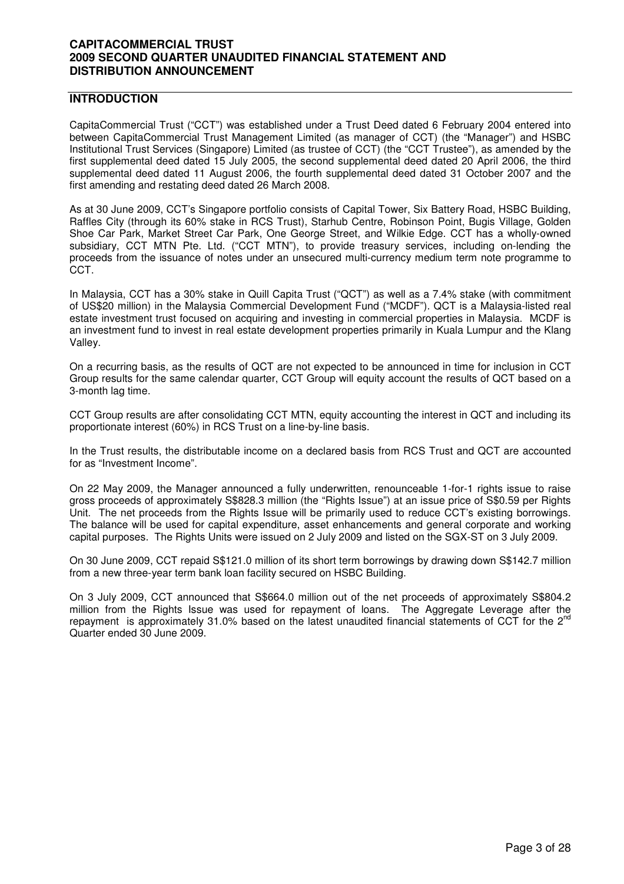## INTRODUCTION

CapitaCommercial Trust ("CCT") was established under a Trust Deed dated 6 February 2004 entered into between CapitaCommercial Trust Management Limited (as manager of CCT) (the "Manager") and HSBC Institutional Trust Services (Singapore) Limited (as trustee of CCT) (the "CCT Trustee"), as amended by the first supplemental deed dated 15 July 2005, the second supplemental deed dated 20 April 2006, the third supplemental deed dated 11 August 2006, the fourth supplemental deed dated 31 October 2007 and the first amending and restating deed dated 26 March 2008.

As at 30 June 2009, CCT's Singapore portfolio consists of Capital Tower, Six Battery Road, HSBC Building, Raffles City (through its 60% stake in RCS Trust), Starhub Centre, Robinson Point, Bugis Village, Golden Shoe Car Park, Market Street Car Park, One George Street, and Wilkie Edge. CCT has a wholly-owned subsidiary, CCT MTN Pte. Ltd. ("CCT MTN"), to provide treasury services, including on-lending the proceeds from the issuance of notes under an unsecured multi-currency medium term note programme to CCT.

In Malaysia, CCT has a 30% stake in Quill Capita Trust ("QCT") as well as a 7.4% stake (with commitment of US$20 million) in the Malaysia Commercial Development Fund ("MCDF"). QCT is a Malaysia-listed real estate investment trust focused on acquiring and investing in commercial properties in Malaysia. MCDF is an investment fund to invest in real estate development properties primarily in Kuala Lumpur and the Klang Valley.

On a recurring basis, as the results of QCT are not expected to be announced in time for inclusion in CCT Group results for the same calendar quarter, CCT Group will equity account the results of QCT based on a 3-month lag time.

CCT Group results are after consolidating CCT MTN, equity accounting the interest in QCT and including its proportionate interest (60%) in RCS Trust on a line-by-line basis.

In the Trust results, the distributable income on a declared basis from RCS Trust and QCT are accounted for as "Investment Income".

On 22 May 2009, the Manager announced a fully underwritten, renounceable 1-for-1 rights issue to raise gross proceeds of approximately S$828.3 million (the "Rights Issue") at an issue price of S$0.59 per Rights Unit. The net proceeds from the Rights Issue will be primarily used to reduce CCT's existing borrowings. The balance will be used for capital expenditure, asset enhancements and general corporate and working capital purposes. The Rights Units were issued on 2 July 2009 and listed on the SGX-ST on 3 July 2009.

On 30 June 2009, CCT repaid S$121.0 million of its short term borrowings by drawing down S$142.7 million from a new three-year term bank loan facility secured on HSBC Building.

On 3 July 2009, CCT announced that S$664.0 million out of the net proceeds of approximately S$804.2 million from the Rights Issue was used for repayment of loans. The Aggregate Leverage after the repayment is approximately 31.0% based on the latest unaudited financial statements of CCT for the 2nd Quarter ended 30 June 2009.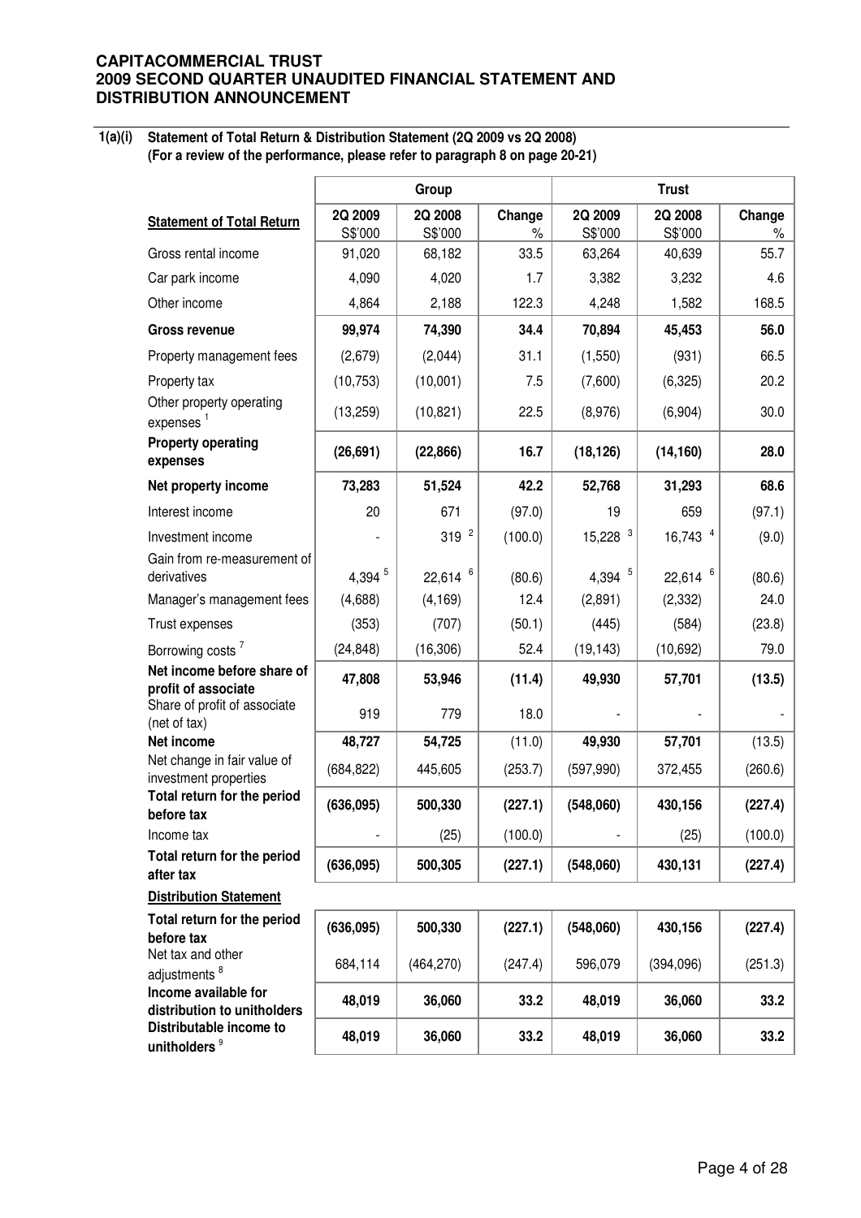**CAPITACOMMERCIAL TRUST**
**2009 SECOND QUARTER UNAUDITED FINANCIAL STATEMENT AND DISTRIBUTION ANNOUNCEMENT**

**1(a)(i) Statement of Total Return & Distribution Statement (2Q 2009 vs 2Q 2008)**
**(For a review of the performance, please refer to paragraph 8 on page 20-21)**

| | Group | | | Trust | | |
|---|---|---|---|---|---|---|
| **Statement of Total Return** | **2Q 2009** S$'000 | **2Q 2008** S$'000 | **Change** % | **2Q 2009** S$'000 | **2Q 2008** S$'000 | **Change** % |
| Gross rental income | 91,020 | 68,182 | 33.5 | 63,264 | 40,639 | 55.7 |
| Car park income | 4,090 | 4,020 | 1.7 | 3,382 | 3,232 | 4.6 |
| Other income | 4,864 | 2,188 | 122.3 | 4,248 | 1,582 | 168.5 |
| **Gross revenue** | **99,974** | **74,390** | **34.4** | **70,894** | **45,453** | **56.0** |
| Property management fees | (2,679) | (2,044) | 31.1 | (1,550) | (931) | 66.5 |
| Property tax | (10,753) | (10,001) | 7.5 | (7,600) | (6,325) | 20.2 |
| Other property operating expenses [1] | (13,259) | (10,821) | 22.5 | (8,976) | (6,904) | 30.0 |
| **Property operating expenses** | **(26,691)** | **(22,866)** | **16.7** | **(18,126)** | **(14,160)** | **28.0** |
| **Net property income** | **73,283** | **51,524** | **42.2** | **52,768** | **31,293** | **68.6** |
| Interest income | 20 | 671 | (97.0) | 19 | 659 | (97.1) |
| Investment income | - | 319 [2] | (100.0) | 15,228 [3] | 16,743 [4] | (9.0) |
| Gain from re-measurement of derivatives | 4,394 [5] | 22,614 [6] | (80.6) | 4,394 [5] | 22,614 [6] | (80.6) |
| Manager's management fees | (4,688) | (4,169) | 12.4 | (2,891) | (2,332) | 24.0 |
| Trust expenses | (353) | (707) | (50.1) | (445) | (584) | (23.8) |
| Borrowing costs [7] | (24,848) | (16,306) | 52.4 | (19,143) | (10,692) | 79.0 |
| **Net income before share of profit of associate** | **47,808** | **53,946** | **(11.4)** | **49,930** | **57,701** | **(13.5)** |
| Share of profit of associate (net of tax) | 919 | 779 | 18.0 | - | - | - |
| **Net income** | **48,727** | **54,725** | (11.0) | **49,930** | **57,701** | (13.5) |
| Net change in fair value of investment properties | (684,822) | 445,605 | (253.7) | (597,990) | 372,455 | (260.6) |
| **Total return for the period before tax** | **(636,095)** | **500,330** | **(227.1)** | **(548,060)** | **430,156** | **(227.4)** |
| Income tax | - | (25) | (100.0) | - | (25) | (100.0) |
| **Total return for the period after tax** | **(636,095)** | **500,305** | **(227.1)** | **(548,060)** | **430,131** | **(227.4)** |
| **Distribution Statement** | | | | | | |
| **Total return for the period before tax** | **(636,095)** | **500,330** | **(227.1)** | **(548,060)** | **430,156** | **(227.4)** |
| Net tax and other adjustments [8] | 684,114 | (464,270) | (247.4) | 596,079 | (394,096) | (251.3) |
| **Income available for distribution to unitholders** | **48,019** | **36,060** | **33.2** | **48,019** | **36,060** | **33.2** |
| **Distributable income to unitholders** [9] | **48,019** | **36,060** | **33.2** | **48,019** | **36,060** | **33.2** |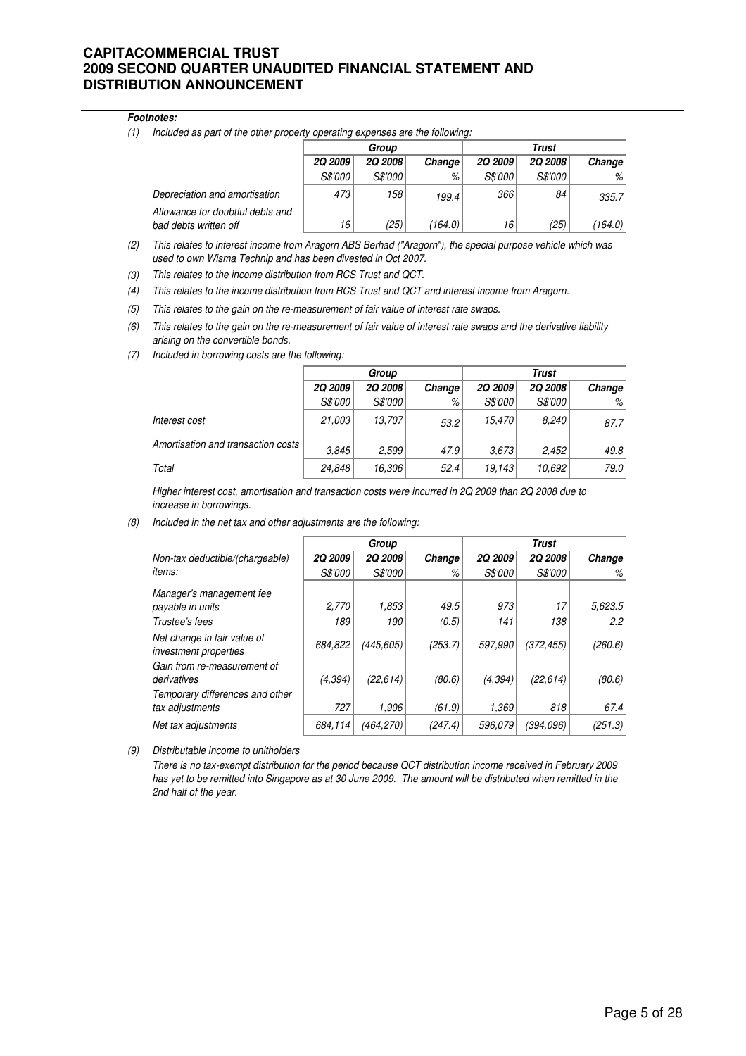**Footnotes:**

(1) *Included as part of the other property operating expenses are the following:*

| | Group | | | Trust | | |
|---|---|---|---|---|---|---|
| | **2Q 2009** | **2Q 2008** | **Change** | **2Q 2009** | **2Q 2008** | **Change** |
| | S$'000 | S$'000 | % | S$'000 | S$'000 | % |
| Depreciation and amortisation | 473 | 158 | 199.4 | 366 | 84 | 335.7 |
| Allowance for doubtful debts and bad debts written off | 16 | (25) | (164.0) | 16 | (25) | (164.0) |

(2) *This relates to interest income from Aragorn ABS Berhad ("Aragorn"), the special purpose vehicle which was used to own Wisma Technip and has been divested in Oct 2007.*

(3) *This relates to the income distribution from RCS Trust and QCT.*

(4) *This relates to the income distribution from RCS Trust and QCT and interest income from Aragorn.*

(5) *This relates to the gain on the re-measurement of fair value of interest rate swaps.*

(6) *This relates to the gain on the re-measurement of fair value of interest rate swaps and the derivative liability arising on the convertible bonds.*

(7) *Included in borrowing costs are the following:*

| | Group | | | Trust | | |
|---|---|---|---|---|---|---|
| | **2Q 2009** | **2Q 2008** | **Change** | **2Q 2009** | **2Q 2008** | **Change** |
| | S$'000 | S$'000 | % | S$'000 | S$'000 | % |
| Interest cost | 21,003 | 13,707 | 53.2 | 15,470 | 8,240 | 87.7 |
| Amortisation and transaction costs | 3,845 | 2,599 | 47.9 | 3,673 | 2,452 | 49.8 |
| Total | 24,848 | 16,306 | 52.4 | 19,143 | 10,692 | 79.0 |

*Higher interest cost, amortisation and transaction costs were incurred in 2Q 2009 than 2Q 2008 due to increase in borrowings.*

(8) *Included in the net tax and other adjustments are the following:*

| | Group | | | Trust | | |
|---|---|---|---|---|---|---|
| Non-tax deductible/(chargeable) items: | **2Q 2009** | **2Q 2008** | **Change** | **2Q 2009** | **2Q 2008** | **Change** |
| | S$'000 | S$'000 | % | S$'000 | S$'000 | % |
| Manager's management fee payable in units | 2,770 | 1,853 | 49.5 | 973 | 17 | 5,623.5 |
| Trustee's fees | 189 | 190 | (0.5) | 141 | 138 | 2.2 |
| Net change in fair value of investment properties | 684,822 | (445,605) | (253.7) | 597,990 | (372,455) | (260.6) |
| Gain from re-measurement of derivatives | (4,394) | (22,614) | (80.6) | (4,394) | (22,614) | (80.6) |
| Temporary differences and other tax adjustments | 727 | 1,906 | (61.9) | 1,369 | 818 | 67.4 |
| Net tax adjustments | 684,114 | (464,270) | (247.4) | 596,079 | (394,096) | (251.3) |

(9) *Distributable income to unitholders*

*There is no tax-exempt distribution for the period because QCT distribution income received in February 2009 has yet to be remitted into Singapore as at 30 June 2009. The amount will be distributed when remitted in the 2nd half of the year.*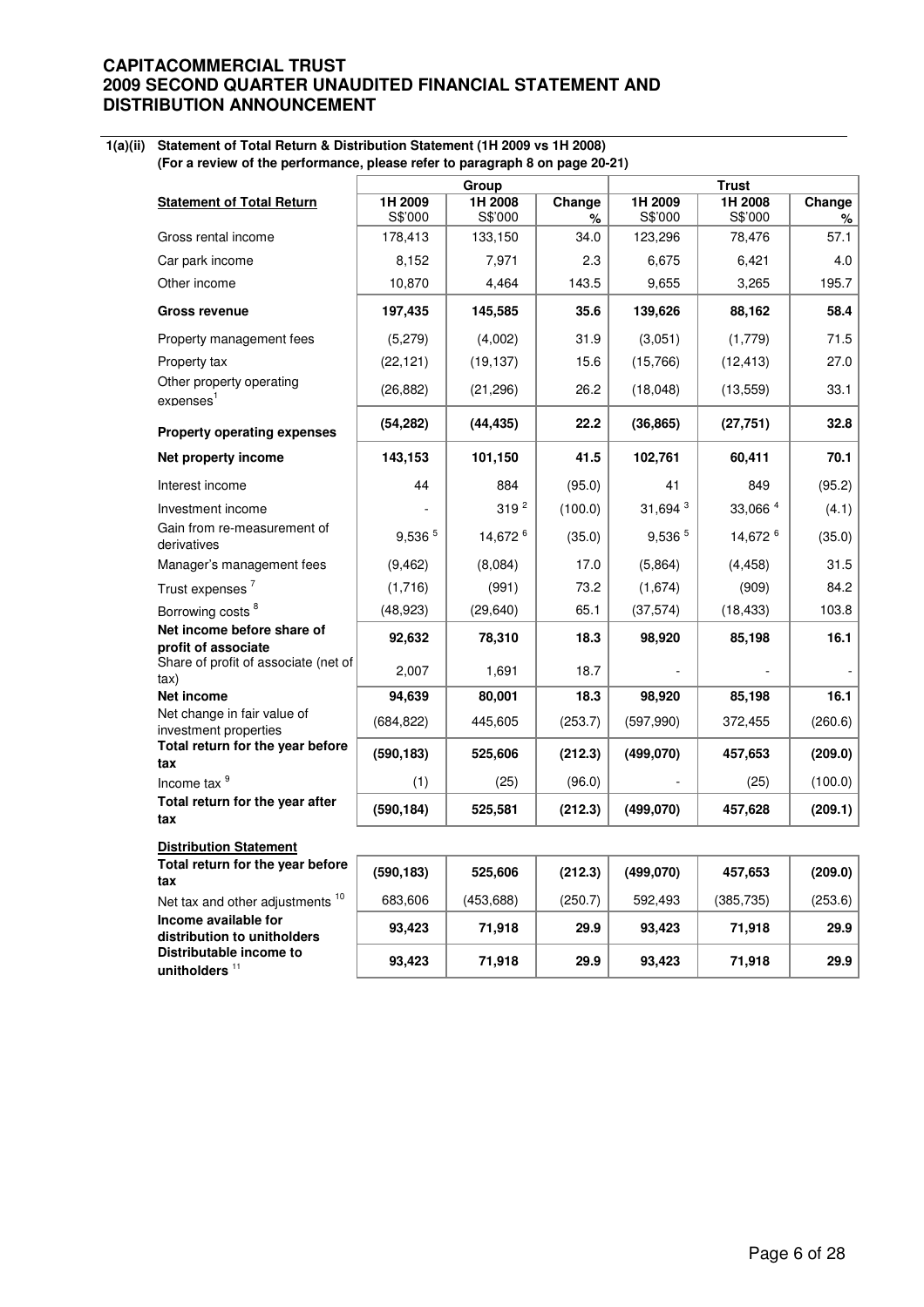**1(a)(ii) Statement of Total Return & Distribution Statement (1H 2009 vs 1H 2008)**
**(For a review of the performance, please refer to paragraph 8 on page 20-21)**

| | Group | | | Trust | | |
|---|---|---|---|---|---|---|
| **Statement of Total Return** | **1H 2009** S$'000 | **1H 2008** S$'000 | **Change** % | **1H 2009** S$'000 | **1H 2008** S$'000 | **Change** % |
| Gross rental income | 178,413 | 133,150 | 34.0 | 123,296 | 78,476 | 57.1 |
| Car park income | 8,152 | 7,971 | 2.3 | 6,675 | 6,421 | 4.0 |
| Other income | 10,870 | 4,464 | 143.5 | 9,655 | 3,265 | 195.7 |
| **Gross revenue** | **197,435** | **145,585** | **35.6** | **139,626** | **88,162** | **58.4** |
| Property management fees | (5,279) | (4,002) | 31.9 | (3,051) | (1,779) | 71.5 |
| Property tax | (22,121) | (19,137) | 15.6 | (15,766) | (12,413) | 27.0 |
| Other property operating expenses[1] | (26,882) | (21,296) | 26.2 | (18,048) | (13,559) | 33.1 |
| **Property operating expenses** | **(54,282)** | **(44,435)** | **22.2** | **(36,865)** | **(27,751)** | **32.8** |
| **Net property income** | **143,153** | **101,150** | **41.5** | **102,761** | **60,411** | **70.1** |
| Interest income | 44 | 884 | (95.0) | 41 | 849 | (95.2) |
| Investment income | - | 319 [2] | (100.0) | 31,694 [3] | 33,066 [4] | (4.1) |
| Gain from re-measurement of derivatives | 9,536 [5] | 14,672 [6] | (35.0) | 9,536 [5] | 14,672 [6] | (35.0) |
| Manager's management fees | (9,462) | (8,084) | 17.0 | (5,864) | (4,458) | 31.5 |
| Trust expenses [7] | (1,716) | (991) | 73.2 | (1,674) | (909) | 84.2 |
| Borrowing costs [8] | (48,923) | (29,640) | 65.1 | (37,574) | (18,433) | 103.8 |
| **Net income before share of profit of associate** | **92,632** | **78,310** | **18.3** | **98,920** | **85,198** | **16.1** |
| Share of profit of associate (net of tax) | 2,007 | 1,691 | 18.7 | - | - | - |
| **Net income** | **94,639** | **80,001** | **18.3** | **98,920** | **85,198** | **16.1** |
| Net change in fair value of investment properties | (684,822) | 445,605 | (253.7) | (597,990) | 372,455 | (260.6) |
| **Total return for the year before tax** | **(590,183)** | **525,606** | **(212.3)** | **(499,070)** | **457,653** | **(209.0)** |
| Income tax [9] | (1) | (25) | (96.0) | - | (25) | (100.0) |
| **Total return for the year after tax** | **(590,184)** | **525,581** | **(212.3)** | **(499,070)** | **457,628** | **(209.1)** |
| **Distribution Statement** | | | | | | |
| **Total return for the year before tax** | **(590,183)** | **525,606** | **(212.3)** | **(499,070)** | **457,653** | **(209.0)** |
| Net tax and other adjustments [10] | 683,606 | (453,688) | (250.7) | 592,493 | (385,735) | (253.6) |
| **Income available for distribution to unitholders** | **93,423** | **71,918** | **29.9** | **93,423** | **71,918** | **29.9** |
| **Distributable income to unitholders** [11] | **93,423** | **71,918** | **29.9** | **93,423** | **71,918** | **29.9** |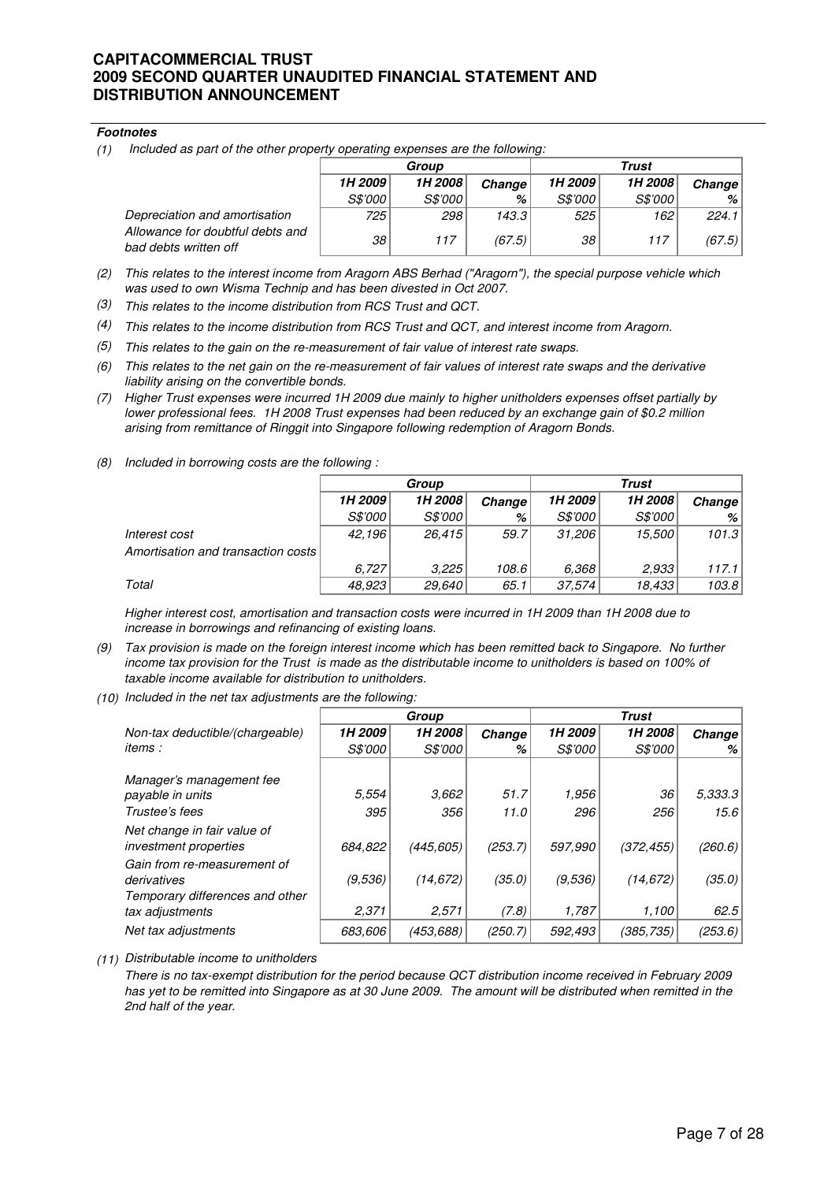**CAPITACOMMERCIAL TRUST**
**2009 SECOND QUARTER UNAUDITED FINANCIAL STATEMENT AND DISTRIBUTION ANNOUNCEMENT**

***Footnotes***

(1) *Included as part of the other property operating expenses are the following:*

| | Group | | | Trust | | |
|---|---|---|---|---|---|---|
| | 1H 2009 | 1H 2008 | Change | 1H 2009 | 1H 2008 | Change |
| | S$'000 | S$'000 | % | S$'000 | S$'000 | % |
| *Depreciation and amortisation* | 725 | 298 | 143.3 | 525 | 162 | 224.1 |
| *Allowance for doubtful debts and bad debts written off* | 38 | 117 | (67.5) | 38 | 117 | (67.5) |

(2) *This relates to the interest income from Aragorn ABS Berhad ("Aragorn"), the special purpose vehicle which was used to own Wisma Technip and has been divested in Oct 2007.*

(3) *This relates to the income distribution from RCS Trust and QCT.*

(4) *This relates to the income distribution from RCS Trust and QCT, and interest income from Aragorn.*

(5) *This relates to the gain on the re-measurement of fair value of interest rate swaps.*

(6) *This relates to the net gain on the re-measurement of fair values of interest rate swaps and the derivative liability arising on the convertible bonds.*

(7) *Higher Trust expenses were incurred 1H 2009 due mainly to higher unitholders expenses offset partially by lower professional fees. 1H 2008 Trust expenses had been reduced by an exchange gain of $0.2 million arising from remittance of Ringgit into Singapore following redemption of Aragorn Bonds.*

(8) *Included in borrowing costs are the following :*

| | Group | | | Trust | | |
|---|---|---|---|---|---|---|
| | 1H 2009 | 1H 2008 | Change | 1H 2009 | 1H 2008 | Change |
| | S$'000 | S$'000 | % | S$'000 | S$'000 | % |
| *Interest cost* | 42,196 | 26,415 | 59.7 | 31,206 | 15,500 | 101.3 |
| *Amortisation and transaction costs* | 6,727 | 3,225 | 108.6 | 6,368 | 2,933 | 117.1 |
| *Total* | 48,923 | 29,640 | 65.1 | 37,574 | 18,433 | 103.8 |

*Higher interest cost, amortisation and transaction costs were incurred in 1H 2009 than 1H 2008 due to increase in borrowings and refinancing of existing loans.*

(9) *Tax provision is made on the foreign interest income which has been remitted back to Singapore. No further income tax provision for the Trust is made as the distributable income to unitholders is based on 100% of taxable income available for distribution to unitholders.*

(10) *Included in the net tax adjustments are the following:*

| | Group | | | Trust | | |
|---|---|---|---|---|---|---|
| *Non-tax deductible/(chargeable) items :* | 1H 2009 | 1H 2008 | Change | 1H 2009 | 1H 2008 | Change |
| | S$'000 | S$'000 | % | S$'000 | S$'000 | % |
| *Manager's management fee payable in units* | 5,554 | 3,662 | 51.7 | 1,956 | 36 | 5,333.3 |
| *Trustee's fees* | 395 | 356 | 11.0 | 296 | 256 | 15.6 |
| *Net change in fair value of investment properties* | 684,822 | (445,605) | (253.7) | 597,990 | (372,455) | (260.6) |
| *Gain from re-measurement of derivatives* | (9,536) | (14,672) | (35.0) | (9,536) | (14,672) | (35.0) |
| *Temporary differences and other tax adjustments* | 2,371 | 2,571 | (7.8) | 1,787 | 1,100 | 62.5 |
| *Net tax adjustments* | 683,606 | (453,688) | (250.7) | 592,493 | (385,735) | (253.6) |

(11) *Distributable income to unitholders*

*There is no tax-exempt distribution for the period because QCT distribution income received in February 2009 has yet to be remitted into Singapore as at 30 June 2009. The amount will be distributed when remitted in the 2nd half of the year.*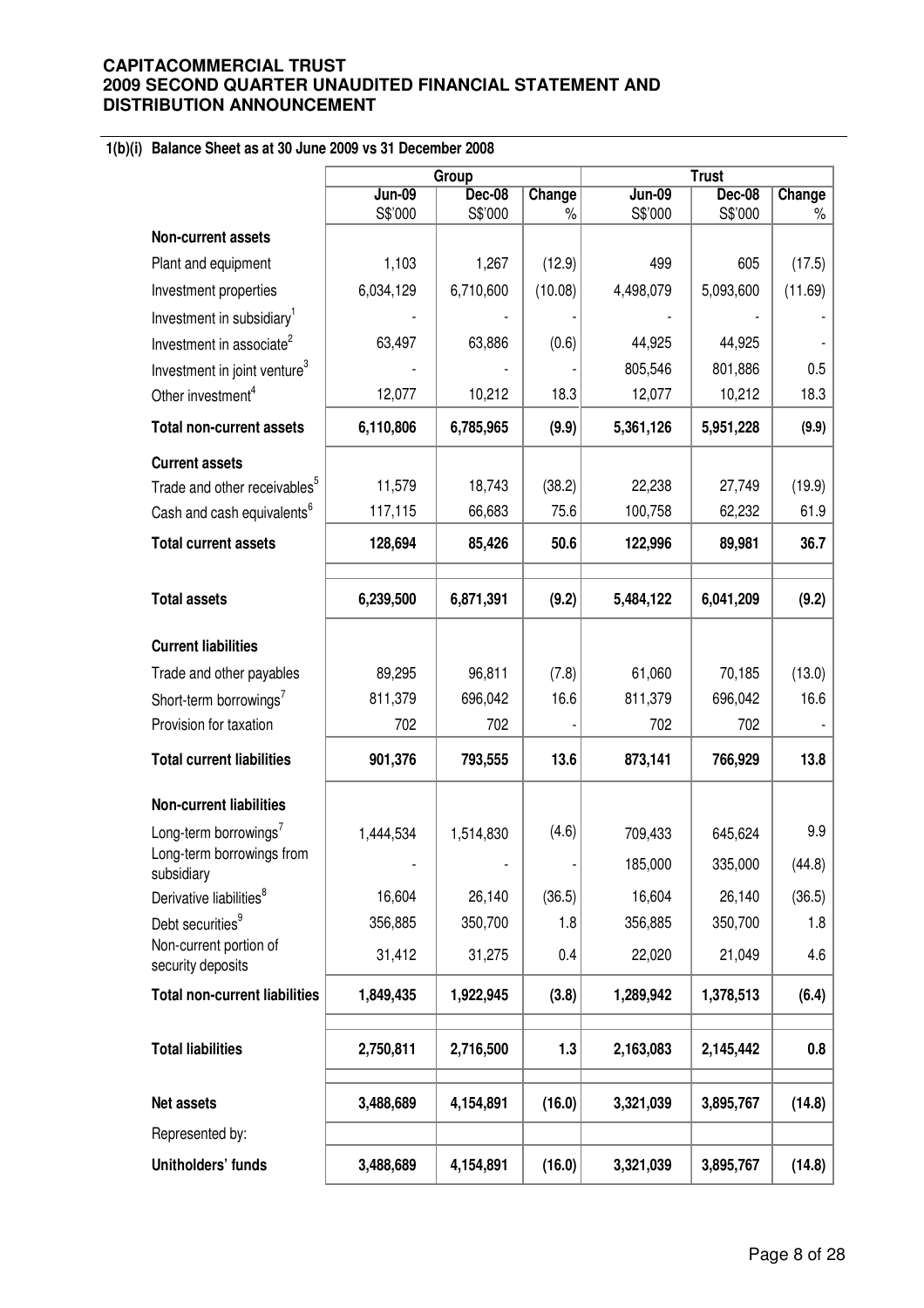### 1(b)(i) Balance Sheet as at 30 June 2009 vs 31 December 2008

| | Group | | | Trust | | |
|---|---|---|---|---|---|---|
| | Jun-09 S$'000 | Dec-08 S$'000 | Change % | Jun-09 S$'000 | Dec-08 S$'000 | Change % |
| **Non-current assets** | | | | | | |
| Plant and equipment | 1,103 | 1,267 | (12.9) | 499 | 605 | (17.5) |
| Investment properties | 6,034,129 | 6,710,600 | (10.08) | 4,498,079 | 5,093,600 | (11.69) |
| Investment in subsidiary[1] | - | - | - | - | - | - |
| Investment in associate[2] | 63,497 | 63,886 | (0.6) | 44,925 | 44,925 | - |
| Investment in joint venture[3] | - | - | - | 805,546 | 801,886 | 0.5 |
| Other investment[4] | 12,077 | 10,212 | 18.3 | 12,077 | 10,212 | 18.3 |
| **Total non-current assets** | **6,110,806** | **6,785,965** | **(9.9)** | **5,361,126** | **5,951,228** | **(9.9)** |
| **Current assets** | | | | | | |
| Trade and other receivables[5] | 11,579 | 18,743 | (38.2) | 22,238 | 27,749 | (19.9) |
| Cash and cash equivalents[6] | 117,115 | 66,683 | 75.6 | 100,758 | 62,232 | 61.9 |
| **Total current assets** | **128,694** | **85,426** | **50.6** | **122,996** | **89,981** | **36.7** |
| **Total assets** | **6,239,500** | **6,871,391** | **(9.2)** | **5,484,122** | **6,041,209** | **(9.2)** |
| **Current liabilities** | | | | | | |
| Trade and other payables | 89,295 | 96,811 | (7.8) | 61,060 | 70,185 | (13.0) |
| Short-term borrowings[7] | 811,379 | 696,042 | 16.6 | 811,379 | 696,042 | 16.6 |
| Provision for taxation | 702 | 702 | - | 702 | 702 | - |
| **Total current liabilities** | **901,376** | **793,555** | **13.6** | **873,141** | **766,929** | **13.8** |
| **Non-current liabilities** | | | | | | |
| Long-term borrowings[7] | 1,444,534 | 1,514,830 | (4.6) | 709,433 | 645,624 | 9.9 |
| Long-term borrowings from subsidiary | - | - | - | 185,000 | 335,000 | (44.8) |
| Derivative liabilities[8] | 16,604 | 26,140 | (36.5) | 16,604 | 26,140 | (36.5) |
| Debt securities[9] | 356,885 | 350,700 | 1.8 | 356,885 | 350,700 | 1.8 |
| Non-current portion of security deposits | 31,412 | 31,275 | 0.4 | 22,020 | 21,049 | 4.6 |
| **Total non-current liabilities** | **1,849,435** | **1,922,945** | **(3.8)** | **1,289,942** | **1,378,513** | **(6.4)** |
| **Total liabilities** | **2,750,811** | **2,716,500** | **1.3** | **2,163,083** | **2,145,442** | **0.8** |
| **Net assets** | **3,488,689** | **4,154,891** | **(16.0)** | **3,321,039** | **3,895,767** | **(14.8)** |
| Represented by: | | | | | | |
| **Unitholders' funds** | **3,488,689** | **4,154,891** | **(16.0)** | **3,321,039** | **3,895,767** | **(14.8)** |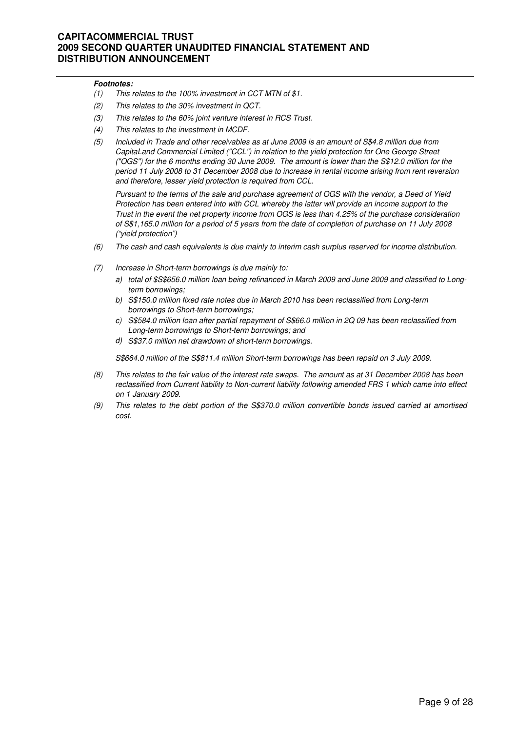***Footnotes:***

*(1) This relates to the 100% investment in CCT MTN of $1.*

*(2) This relates to the 30% investment in QCT.*

*(3) This relates to the 60% joint venture interest in RCS Trust.*

*(4) This relates to the investment in MCDF.*

*(5) Included in Trade and other receivables as at June 2009 is an amount of S$4.8 million due from CapitaLand Commercial Limited ("CCL") in relation to the yield protection for One George Street ("OGS") for the 6 months ending 30 June 2009. The amount is lower than the S$12.0 million for the period 11 July 2008 to 31 December 2008 due to increase in rental income arising from rent reversion and therefore, lesser yield protection is required from CCL.*

*Pursuant to the terms of the sale and purchase agreement of OGS with the vendor, a Deed of Yield Protection has been entered into with CCL whereby the latter will provide an income support to the Trust in the event the net property income from OGS is less than 4.25% of the purchase consideration of S$1,165.0 million for a period of 5 years from the date of completion of purchase on 11 July 2008 ("yield protection")*

*(6) The cash and cash equivalents is due mainly to interim cash surplus reserved for income distribution.*

*(7) Increase in Short-term borrowings is due mainly to:*

*a) total of $S$656.0 million loan being refinanced in March 2009 and June 2009 and classified to Long-term borrowings;*

*b) S$150.0 million fixed rate notes due in March 2010 has been reclassified from Long-term borrowings to Short-term borrowings;*

*c) S$584.0 million loan after partial repayment of S$66.0 million in 2Q 09 has been reclassified from Long-term borrowings to Short-term borrowings; and*

*d) S$37.0 million net drawdown of short-term borrowings.*

*S$664.0 million of the S$811.4 million Short-term borrowings has been repaid on 3 July 2009.*

*(8) This relates to the fair value of the interest rate swaps. The amount as at 31 December 2008 has been reclassified from Current liability to Non-current liability following amended FRS 1 which came into effect on 1 January 2009.*

*(9) This relates to the debt portion of the S$370.0 million convertible bonds issued carried at amortised cost.*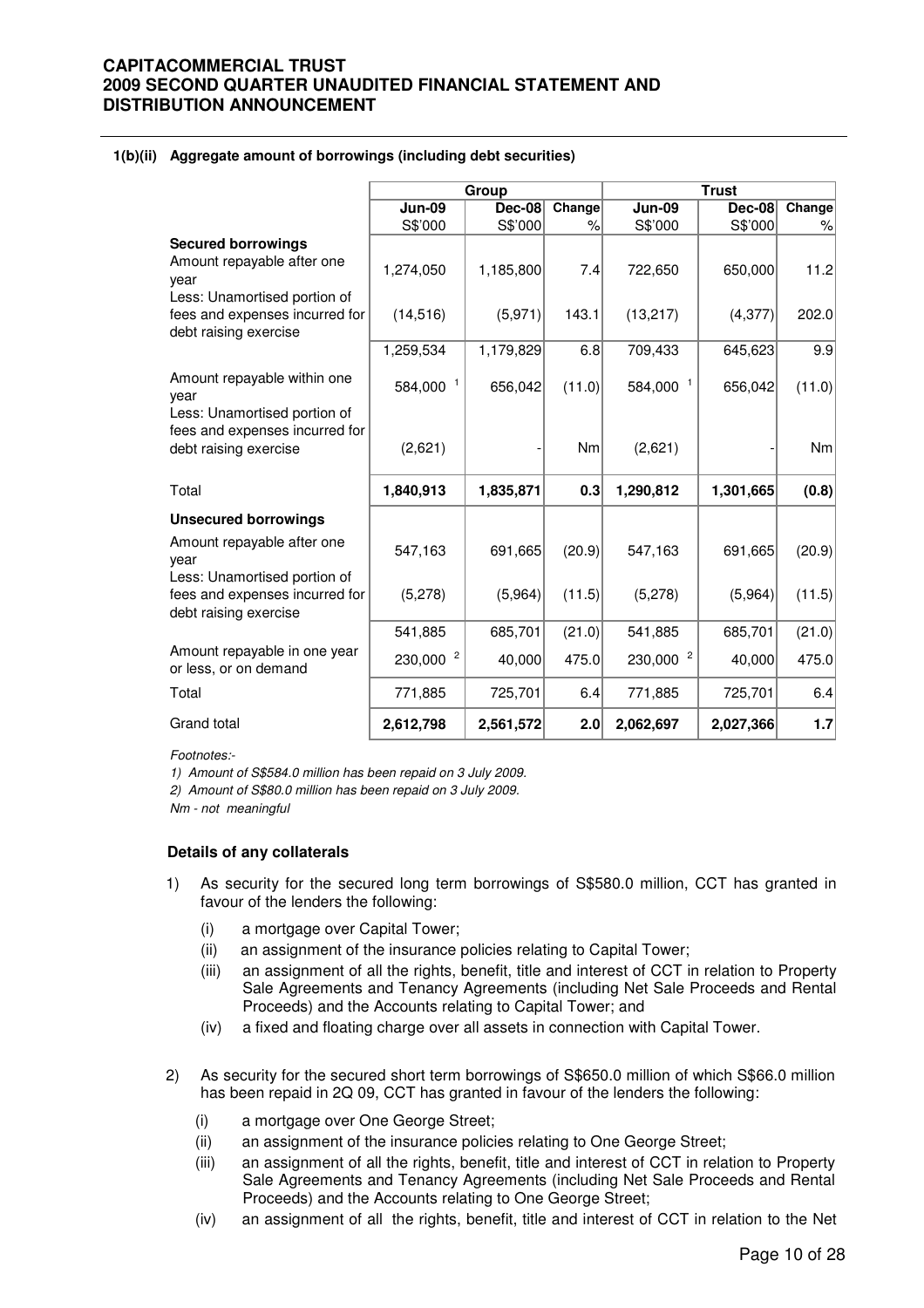### 1(b)(ii) Aggregate amount of borrowings (including debt securities)

| | Group | | | Trust | | |
|---|---|---|---|---|---|---|
| | Jun-09 | Dec-08 | Change | Jun-09 | Dec-08 | Change |
| | S$'000 | S$'000 | % | S$'000 | S$'000 | % |
| **Secured borrowings** | | | | | | |
| Amount repayable after one year | 1,274,050 | 1,185,800 | 7.4 | 722,650 | 650,000 | 11.2 |
| Less: Unamortised portion of fees and expenses incurred for debt raising exercise | (14,516) | (5,971) | 143.1 | (13,217) | (4,377) | 202.0 |
| | 1,259,534 | 1,179,829 | 6.8 | 709,433 | 645,623 | 9.9 |
| Amount repayable within one year | 584,000 [1] | 656,042 | (11.0) | 584,000 [1] | 656,042 | (11.0) |
| Less: Unamortised portion of fees and expenses incurred for debt raising exercise | (2,621) | - | Nm | (2,621) | - | Nm |
| Total | **1,840,913** | **1,835,871** | **0.3** | **1,290,812** | **1,301,665** | **(0.8)** |
| **Unsecured borrowings** | | | | | | |
| Amount repayable after one year | 547,163 | 691,665 | (20.9) | 547,163 | 691,665 | (20.9) |
| Less: Unamortised portion of fees and expenses incurred for debt raising exercise | (5,278) | (5,964) | (11.5) | (5,278) | (5,964) | (11.5) |
| | 541,885 | 685,701 | (21.0) | 541,885 | 685,701 | (21.0) |
| Amount repayable in one year or less, or on demand | 230,000 [2] | 40,000 | 475.0 | 230,000 [2] | 40,000 | 475.0 |
| Total | 771,885 | 725,701 | 6.4 | 771,885 | 725,701 | 6.4 |
| Grand total | **2,612,798** | **2,561,572** | **2.0** | **2,062,697** | **2,027,366** | **1.7** |

*Footnotes:-*

*1) Amount of S$584.0 million has been repaid on 3 July 2009.*

*2) Amount of S$80.0 million has been repaid on 3 July 2009.*

*Nm - not meaningful*

**Details of any collaterals**

1) As security for the secured long term borrowings of S$580.0 million, CCT has granted in favour of the lenders the following:
   - (i) a mortgage over Capital Tower;
   - (ii) an assignment of the insurance policies relating to Capital Tower;
   - (iii) an assignment of all the rights, benefit, title and interest of CCT in relation to Property Sale Agreements and Tenancy Agreements (including Net Sale Proceeds and Rental Proceeds) and the Accounts relating to Capital Tower; and
   - (iv) a fixed and floating charge over all assets in connection with Capital Tower.

2) As security for the secured short term borrowings of S$650.0 million of which S$66.0 million has been repaid in 2Q 09, CCT has granted in favour of the lenders the following:
   - (i) a mortgage over One George Street;
   - (ii) an assignment of the insurance policies relating to One George Street;
   - (iii) an assignment of all the rights, benefit, title and interest of CCT in relation to Property Sale Agreements and Tenancy Agreements (including Net Sale Proceeds and Rental Proceeds) and the Accounts relating to One George Street;
   - (iv) an assignment of all the rights, benefit, title and interest of CCT in relation to the Net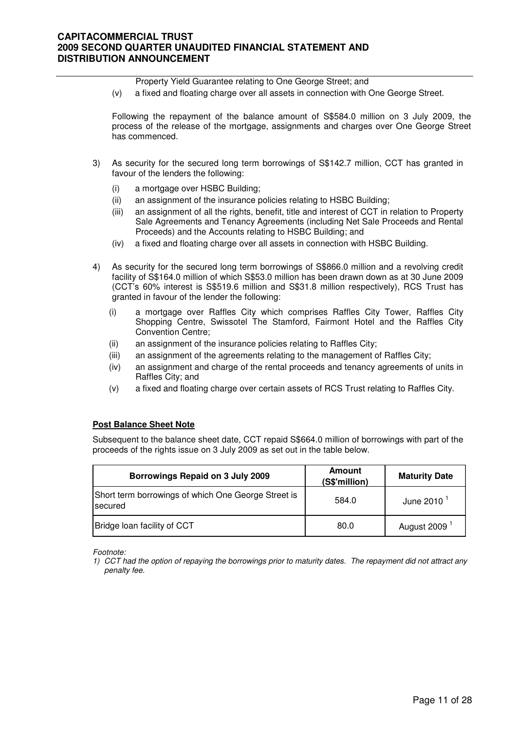Property Yield Guarantee relating to One George Street; and

(v) a fixed and floating charge over all assets in connection with One George Street.

Following the repayment of the balance amount of S$584.0 million on 3 July 2009, the process of the release of the mortgage, assignments and charges over One George Street has commenced.

3) As security for the secured long term borrowings of S$142.7 million, CCT has granted in favour of the lenders the following:

   (i) a mortgage over HSBC Building;
   (ii) an assignment of the insurance policies relating to HSBC Building;
   (iii) an assignment of all the rights, benefit, title and interest of CCT in relation to Property Sale Agreements and Tenancy Agreements (including Net Sale Proceeds and Rental Proceeds) and the Accounts relating to HSBC Building; and
   (iv) a fixed and floating charge over all assets in connection with HSBC Building.

4) As security for the secured long term borrowings of S$866.0 million and a revolving credit facility of S$164.0 million of which S$53.0 million has been drawn down as at 30 June 2009 (CCT's 60% interest is S$519.6 million and S$31.8 million respectively), RCS Trust has granted in favour of the lender the following:

   (i) a mortgage over Raffles City which comprises Raffles City Tower, Raffles City Shopping Centre, Swissotel The Stamford, Fairmont Hotel and the Raffles City Convention Centre;
   (ii) an assignment of the insurance policies relating to Raffles City;
   (iii) an assignment of the agreements relating to the management of Raffles City;
   (iv) an assignment and charge of the rental proceeds and tenancy agreements of units in Raffles City; and
   (v) a fixed and floating charge over certain assets of RCS Trust relating to Raffles City.

**Post Balance Sheet Note**

Subsequent to the balance sheet date, CCT repaid S$664.0 million of borrowings with part of the proceeds of the rights issue on 3 July 2009 as set out in the table below.

| Borrowings Repaid on 3 July 2009 | Amount (S$'million) | Maturity Date |
|---|---|---|
| Short term borrowings of which One George Street is secured | 584.0 | June 2010 [1] |
| Bridge loan facility of CCT | 80.0 | August 2009 [1] |

*Footnote:*

*1) CCT had the option of repaying the borrowings prior to maturity dates. The repayment did not attract any penalty fee.*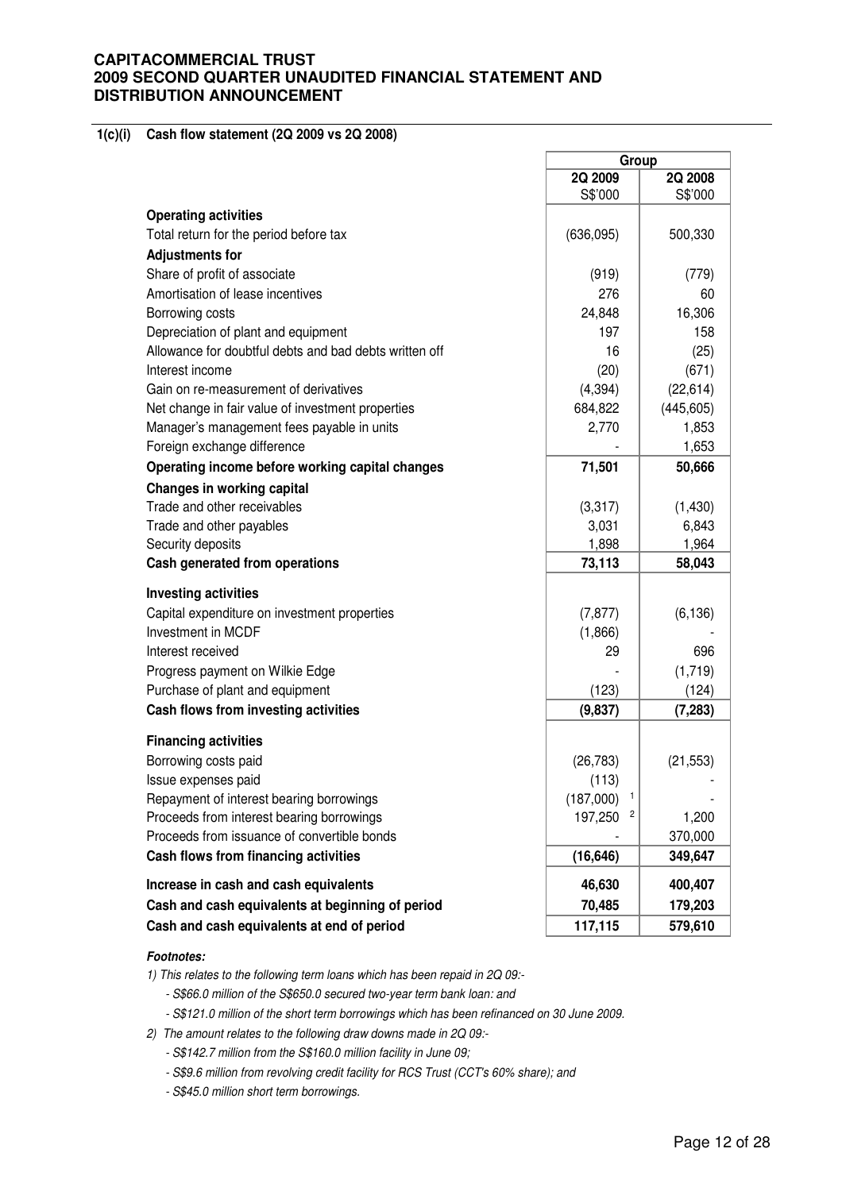# CAPITACOMMERCIAL TRUST
# 2009 SECOND QUARTER UNAUDITED FINANCIAL STATEMENT AND DISTRIBUTION ANNOUNCEMENT

## 1(c)(i) Cash flow statement (2Q 2009 vs 2Q 2008)

| | Group | |
|---|---|---|
| | **2Q 2009** S$'000 | **2Q 2008** S$'000 |
| **Operating activities** | | |
| Total return for the period before tax | (636,095) | 500,330 |
| **Adjustments for** | | |
| Share of profit of associate | (919) | (779) |
| Amortisation of lease incentives | 276 | 60 |
| Borrowing costs | 24,848 | 16,306 |
| Depreciation of plant and equipment | 197 | 158 |
| Allowance for doubtful debts and bad debts written off | 16 | (25) |
| Interest income | (20) | (671) |
| Gain on re-measurement of derivatives | (4,394) | (22,614) |
| Net change in fair value of investment properties | 684,822 | (445,605) |
| Manager's management fees payable in units | 2,770 | 1,853 |
| Foreign exchange difference | - | 1,653 |
| **Operating income before working capital changes** | **71,501** | **50,666** |
| **Changes in working capital** | | |
| Trade and other receivables | (3,317) | (1,430) |
| Trade and other payables | 3,031 | 6,843 |
| Security deposits | 1,898 | 1,964 |
| **Cash generated from operations** | **73,113** | **58,043** |
| **Investing activities** | | |
| Capital expenditure on investment properties | (7,877) | (6,136) |
| Investment in MCDF | (1,866) | - |
| Interest received | 29 | 696 |
| Progress payment on Wilkie Edge | - | (1,719) |
| Purchase of plant and equipment | (123) | (124) |
| **Cash flows from investing activities** | **(9,837)** | **(7,283)** |
| **Financing activities** | | |
| Borrowing costs paid | (26,783) | (21,553) |
| Issue expenses paid | (113) | |
| Repayment of interest bearing borrowings | (187,000) [1] | - |
| Proceeds from interest bearing borrowings | 197,250 [2] | 1,200 |
| Proceeds from issuance of convertible bonds | - | 370,000 |
| **Cash flows from financing activities** | **(16,646)** | **349,647** |
| **Increase in cash and cash equivalents** | **46,630** | **400,407** |
| **Cash and cash equivalents at beginning of period** | **70,485** | **179,203** |
| **Cash and cash equivalents at end of period** | **117,115** | **579,610** |

***Footnotes:***

*1) This relates to the following term loans which has been repaid in 2Q 09:-*

*- S$66.0 million of the S$650.0 secured two-year term bank loan: and*

*- S$121.0 million of the short term borrowings which has been refinanced on 30 June 2009.*

*2) The amount relates to the following draw downs made in 2Q 09:-*

*- S$142.7 million from the S$160.0 million facility in June 09;*

*- S$9.6 million from revolving credit facility for RCS Trust (CCT's 60% share); and*

*- S$45.0 million short term borrowings.*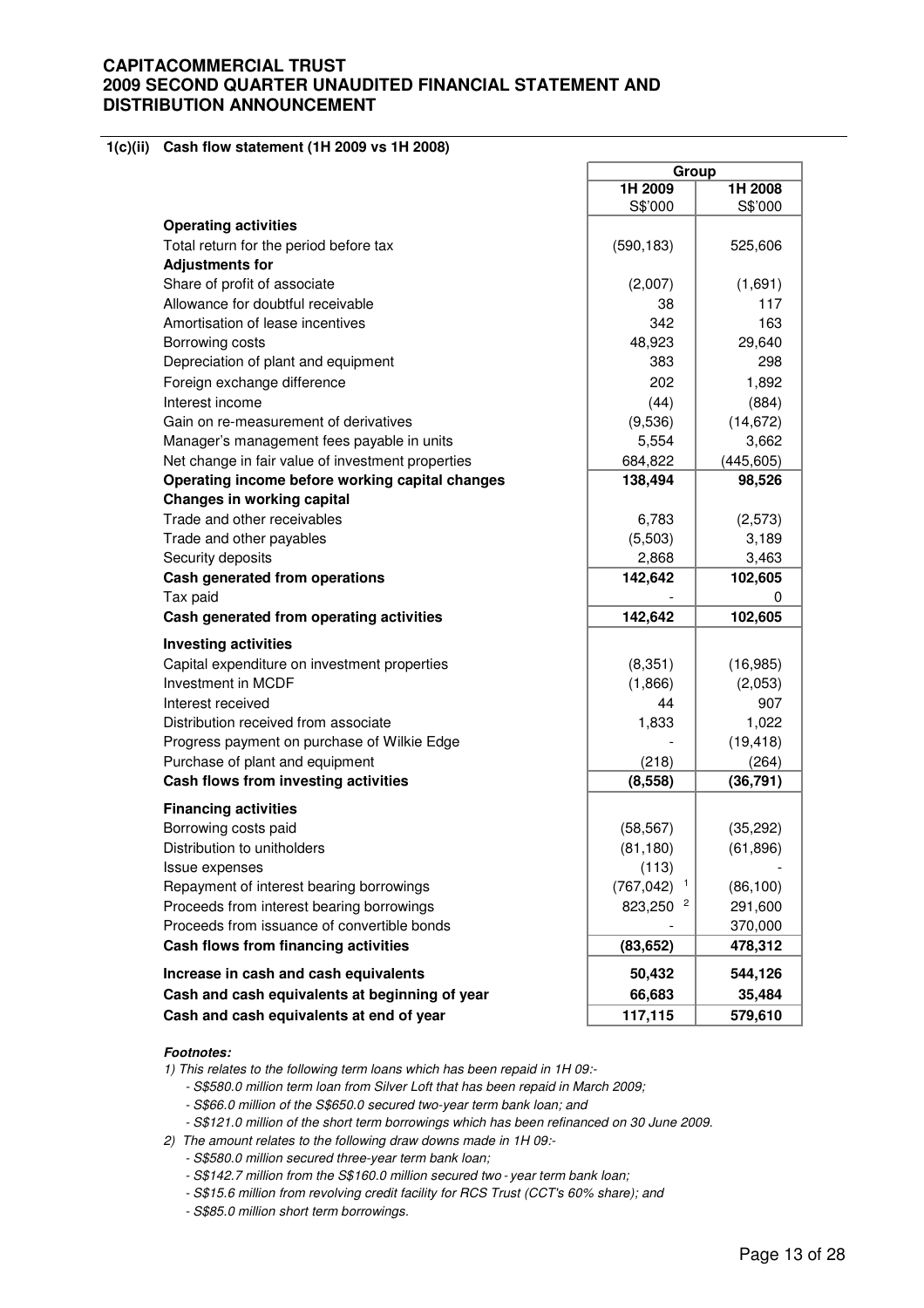# CAPITACOMMERCIAL TRUST
# 2009 SECOND QUARTER UNAUDITED FINANCIAL STATEMENT AND DISTRIBUTION ANNOUNCEMENT

## 1(c)(ii) Cash flow statement (1H 2009 vs 1H 2008)

| | Group | |
|---|---|---|
| | 1H 2009 | 1H 2008 |
| | S$'000 | S$'000 |
| **Operating activities** | | |
| Total return for the period before tax | (590,183) | 525,606 |
| **Adjustments for** | | |
| Share of profit of associate | (2,007) | (1,691) |
| Allowance for doubtful receivable | 38 | 117 |
| Amortisation of lease incentives | 342 | 163 |
| Borrowing costs | 48,923 | 29,640 |
| Depreciation of plant and equipment | 383 | 298 |
| Foreign exchange difference | 202 | 1,892 |
| Interest income | (44) | (884) |
| Gain on re-measurement of derivatives | (9,536) | (14,672) |
| Manager's management fees payable in units | 5,554 | 3,662 |
| Net change in fair value of investment properties | 684,822 | (445,605) |
| **Operating income before working capital changes** | **138,494** | **98,526** |
| **Changes in working capital** | | |
| Trade and other receivables | 6,783 | (2,573) |
| Trade and other payables | (5,503) | 3,189 |
| Security deposits | 2,868 | 3,463 |
| **Cash generated from operations** | **142,642** | **102,605** |
| Tax paid | - | 0 |
| **Cash generated from operating activities** | **142,642** | **102,605** |
| **Investing activities** | | |
| Capital expenditure on investment properties | (8,351) | (16,985) |
| Investment in MCDF | (1,866) | (2,053) |
| Interest received | 44 | 907 |
| Distribution received from associate | 1,833 | 1,022 |
| Progress payment on purchase of Wilkie Edge | - | (19,418) |
| Purchase of plant and equipment | (218) | (264) |
| **Cash flows from investing activities** | **(8,558)** | **(36,791)** |
| **Financing activities** | | |
| Borrowing costs paid | (58,567) | (35,292) |
| Distribution to unitholders | (81,180) | (61,896) |
| Issue expenses | (113) | - |
| Repayment of interest bearing borrowings | (767,042) [1] | (86,100) |
| Proceeds from interest bearing borrowings | 823,250 [2] | 291,600 |
| Proceeds from issuance of convertible bonds | - | 370,000 |
| **Cash flows from financing activities** | **(83,652)** | **478,312** |
| **Increase in cash and cash equivalents** | **50,432** | **544,126** |
| **Cash and cash equivalents at beginning of year** | **66,683** | **35,484** |
| **Cash and cash equivalents at end of year** | **117,115** | **579,610** |

***Footnotes:***

*1) This relates to the following term loans which has been repaid in 1H 09:-*
- *S$580.0 million term loan from Silver Loft that has been repaid in March 2009;*
- *S$66.0 million of the S$650.0 secured two-year term bank loan; and*
- *S$121.0 million of the short term borrowings which has been refinanced on 30 June 2009.*

*2) The amount relates to the following draw downs made in 1H 09:-*
- *S$580.0 million secured three-year term bank loan;*
- *S$142.7 million from the S$160.0 million secured two - year term bank loan;*
- *S$15.6 million from revolving credit facility for RCS Trust (CCT's 60% share); and*
- *S$85.0 million short term borrowings.*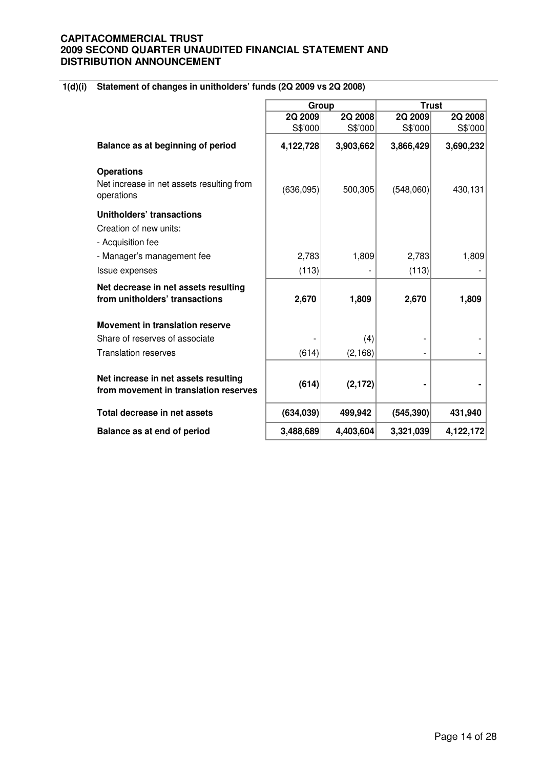**CAPITACOMMERCIAL TRUST**
**2009 SECOND QUARTER UNAUDITED FINANCIAL STATEMENT AND DISTRIBUTION ANNOUNCEMENT**

### 1(d)(i) Statement of changes in unitholders' funds (2Q 2009 vs 2Q 2008)

| | Group | | Trust | |
|---|---|---|---|---|
| | **2Q 2009** | **2Q 2008** | **2Q 2009** | **2Q 2008** |
| | S$'000 | S$'000 | S$'000 | S$'000 |
| **Balance as at beginning of period** | **4,122,728** | **3,903,662** | **3,866,429** | **3,690,232** |
| **Operations** | | | | |
| Net increase in net assets resulting from operations | (636,095) | 500,305 | (548,060) | 430,131 |
| **Unitholders' transactions** | | | | |
| Creation of new units: | | | | |
| - Acquisition fee | | | | |
| - Manager's management fee | 2,783 | 1,809 | 2,783 | 1,809 |
| Issue expenses | (113) | - | (113) | - |
| **Net decrease in net assets resulting from unitholders' transactions** | **2,670** | **1,809** | **2,670** | **1,809** |
| **Movement in translation reserve** | | | | |
| Share of reserves of associate | - | (4) | - | - |
| Translation reserves | (614) | (2,168) | - | - |
| **Net increase in net assets resulting from movement in translation reserves** | **(614)** | **(2,172)** | **-** | **-** |
| **Total decrease in net assets** | **(634,039)** | **499,942** | **(545,390)** | **431,940** |
| **Balance as at end of period** | **3,488,689** | **4,403,604** | **3,321,039** | **4,122,172** |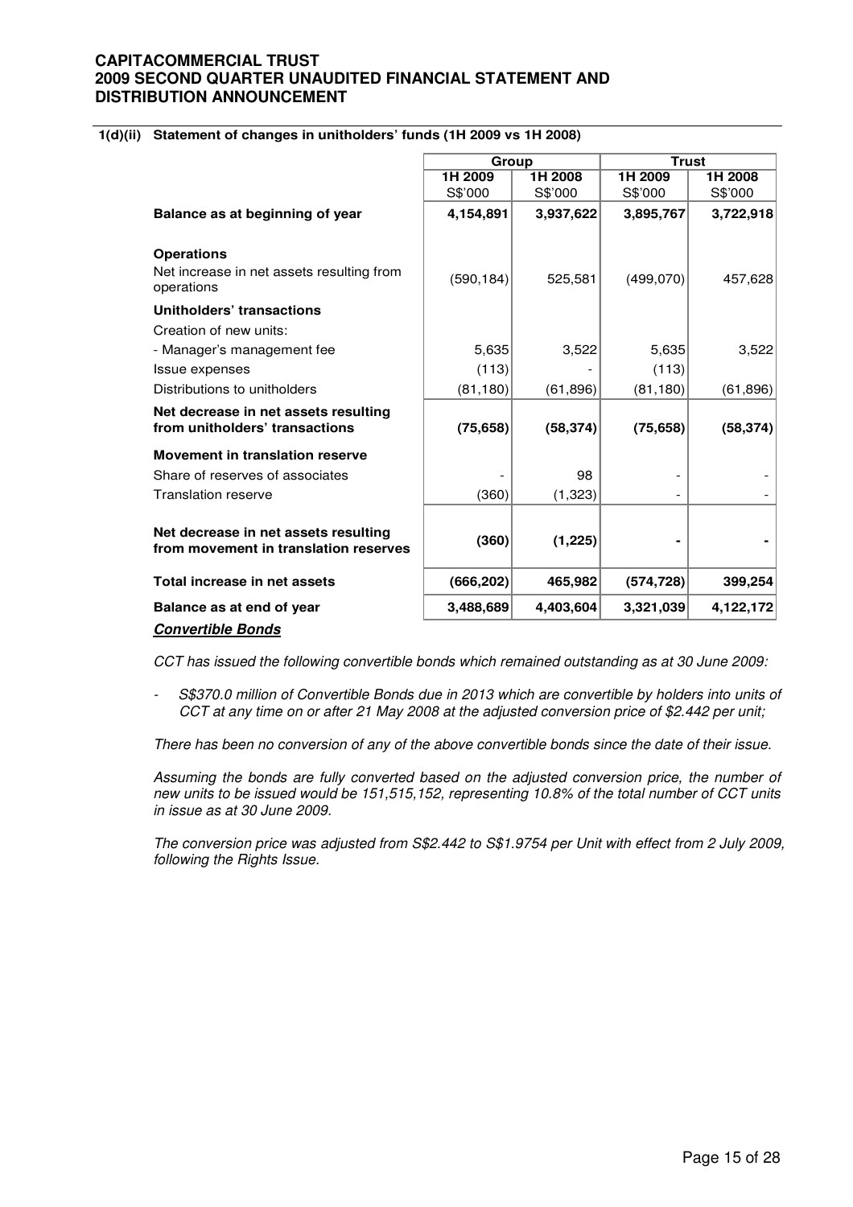**1(d)(ii) Statement of changes in unitholders' funds (1H 2009 vs 1H 2008)**

| | Group | | Trust | |
|---|---|---|---|---|
| | 1H 2009 S$'000 | 1H 2008 S$'000 | 1H 2009 S$'000 | 1H 2008 S$'000 |
| **Balance as at beginning of year** | **4,154,891** | **3,937,622** | **3,895,767** | **3,722,918** |
| **Operations** | | | | |
| Net increase in net assets resulting from operations | (590,184) | 525,581 | (499,070) | 457,628 |
| **Unitholders' transactions** | | | | |
| Creation of new units: | | | | |
| - Manager's management fee | 5,635 | 3,522 | 5,635 | 3,522 |
| Issue expenses | (113) | - | (113) | |
| Distributions to unitholders | (81,180) | (61,896) | (81,180) | (61,896) |
| **Net decrease in net assets resulting from unitholders' transactions** | **(75,658)** | **(58,374)** | **(75,658)** | **(58,374)** |
| **Movement in translation reserve** | | | | |
| Share of reserves of associates | - | 98 | - | - |
| Translation reserve | (360) | (1,323) | - | - |
| **Net decrease in net assets resulting from movement in translation reserves** | **(360)** | **(1,225)** | **-** | **-** |
| **Total increase in net assets** | **(666,202)** | **465,982** | **(574,728)** | **399,254** |
| **Balance as at end of year** | **3,488,689** | **4,403,604** | **3,321,039** | **4,122,172** |

***Convertible Bonds***

*CCT has issued the following convertible bonds which remained outstanding as at 30 June 2009:*

- *S$370.0 million of Convertible Bonds due in 2013 which are convertible by holders into units of CCT at any time on or after 21 May 2008 at the adjusted conversion price of $2.442 per unit;*

*There has been no conversion of any of the above convertible bonds since the date of their issue.*

*Assuming the bonds are fully converted based on the adjusted conversion price, the number of new units to be issued would be 151,515,152, representing 10.8% of the total number of CCT units in issue as at 30 June 2009.*

*The conversion price was adjusted from S$2.442 to S$1.9754 per Unit with effect from 2 July 2009, following the Rights Issue.*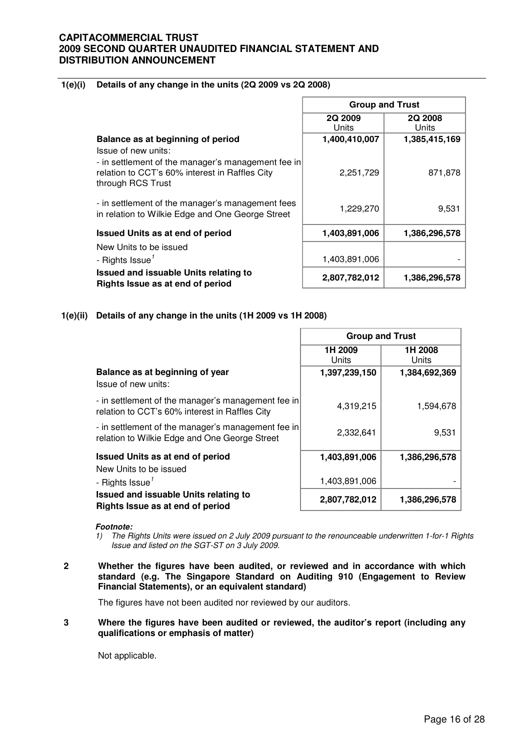#### 1(e)(i) Details of any change in the units (2Q 2009 vs 2Q 2008)

| | Group and Trust | |
|---|---|---|
| | 2Q 2009 Units | 2Q 2008 Units |
| **Balance as at beginning of period** | **1,400,410,007** | **1,385,415,169** |
| Issue of new units: | | |
| - in settlement of the manager's management fee in relation to CCT's 60% interest in Raffles City through RCS Trust | 2,251,729 | 871,878 |
| - in settlement of the manager's management fees in relation to Wilkie Edge and One George Street | 1,229,270 | 9,531 |
| **Issued Units as at end of period** | **1,403,891,006** | **1,386,296,578** |
| New Units to be issued | | |
| - Rights Issue[1] | 1,403,891,006 | - |
| **Issued and issuable Units relating to Rights Issue as at end of period** | **2,807,782,012** | **1,386,296,578** |

#### 1(e)(ii) Details of any change in the units (1H 2009 vs 1H 2008)

| | Group and Trust | |
|---|---|---|
| | 1H 2009 Units | 1H 2008 Units |
| **Balance as at beginning of year** | **1,397,239,150** | **1,384,692,369** |
| Issue of new units: | | |
| - in settlement of the manager's management fee in relation to CCT's 60% interest in Raffles City | 4,319,215 | 1,594,678 |
| - in settlement of the manager's management fee in relation to Wilkie Edge and One George Street | 2,332,641 | 9,531 |
| **Issued Units as at end of period** | **1,403,891,006** | **1,386,296,578** |
| New Units to be issued | | |
| - Rights Issue[1] | 1,403,891,006 | - |
| **Issued and issuable Units relating to Rights Issue as at end of period** | **2,807,782,012** | **1,386,296,578** |

***Footnote:***

1) *The Rights Units were issued on 2 July 2009 pursuant to the renounceable underwritten 1-for-1 Rights Issue and listed on the SGT-ST on 3 July 2009.*

#### 2 Whether the figures have been audited, or reviewed and in accordance with which standard (e.g. The Singapore Standard on Auditing 910 (Engagement to Review Financial Statements), or an equivalent standard)

The figures have not been audited nor reviewed by our auditors.

#### 3 Where the figures have been audited or reviewed, the auditor's report (including any qualifications or emphasis of matter)

Not applicable.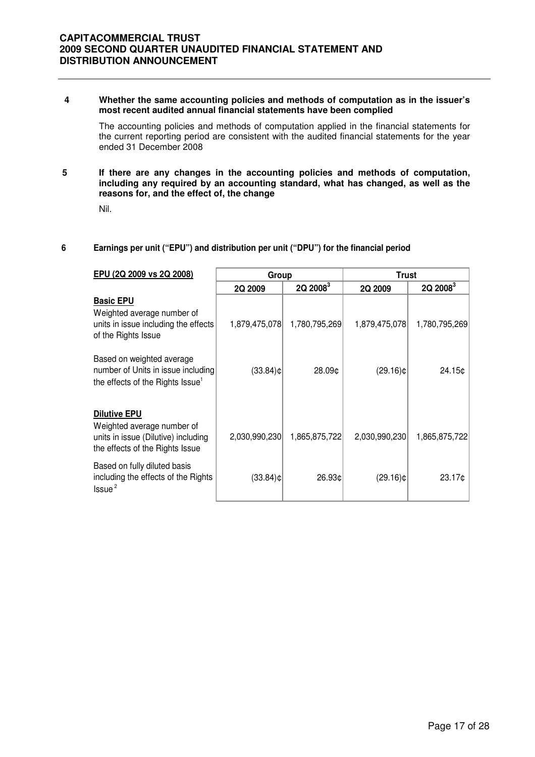**4 Whether the same accounting policies and methods of computation as in the issuer's most recent audited annual financial statements have been complied**

The accounting policies and methods of computation applied in the financial statements for the current reporting period are consistent with the audited financial statements for the year ended 31 December 2008

**5 If there are any changes in the accounting policies and methods of computation, including any required by an accounting standard, what has changed, as well as the reasons for, and the effect of, the change**

Nil.

**6 Earnings per unit ("EPU") and distribution per unit ("DPU") for the financial period**

| EPU (2Q 2009 vs 2Q 2008) | Group | | Trust | |
|---|---|---|---|---|
| | 2Q 2009 | 2Q 2008[3] | 2Q 2009 | 2Q 2008[3] |
| **Basic EPU** | | | | |
| Weighted average number of units in issue including the effects of the Rights Issue | 1,879,475,078 | 1,780,795,269 | 1,879,475,078 | 1,780,795,269 |
| Based on weighted average number of Units in issue including the effects of the Rights Issue[1] | (33.84)¢ | 28.09¢ | (29.16)¢ | 24.15¢ |
| **Dilutive EPU** | | | | |
| Weighted average number of units in issue (Dilutive) including the effects of the Rights Issue | 2,030,990,230 | 1,865,875,722 | 2,030,990,230 | 1,865,875,722 |
| Based on fully diluted basis including the effects of the Rights Issue[2] | (33.84)¢ | 26.93¢ | (29.16)¢ | 23.17¢ |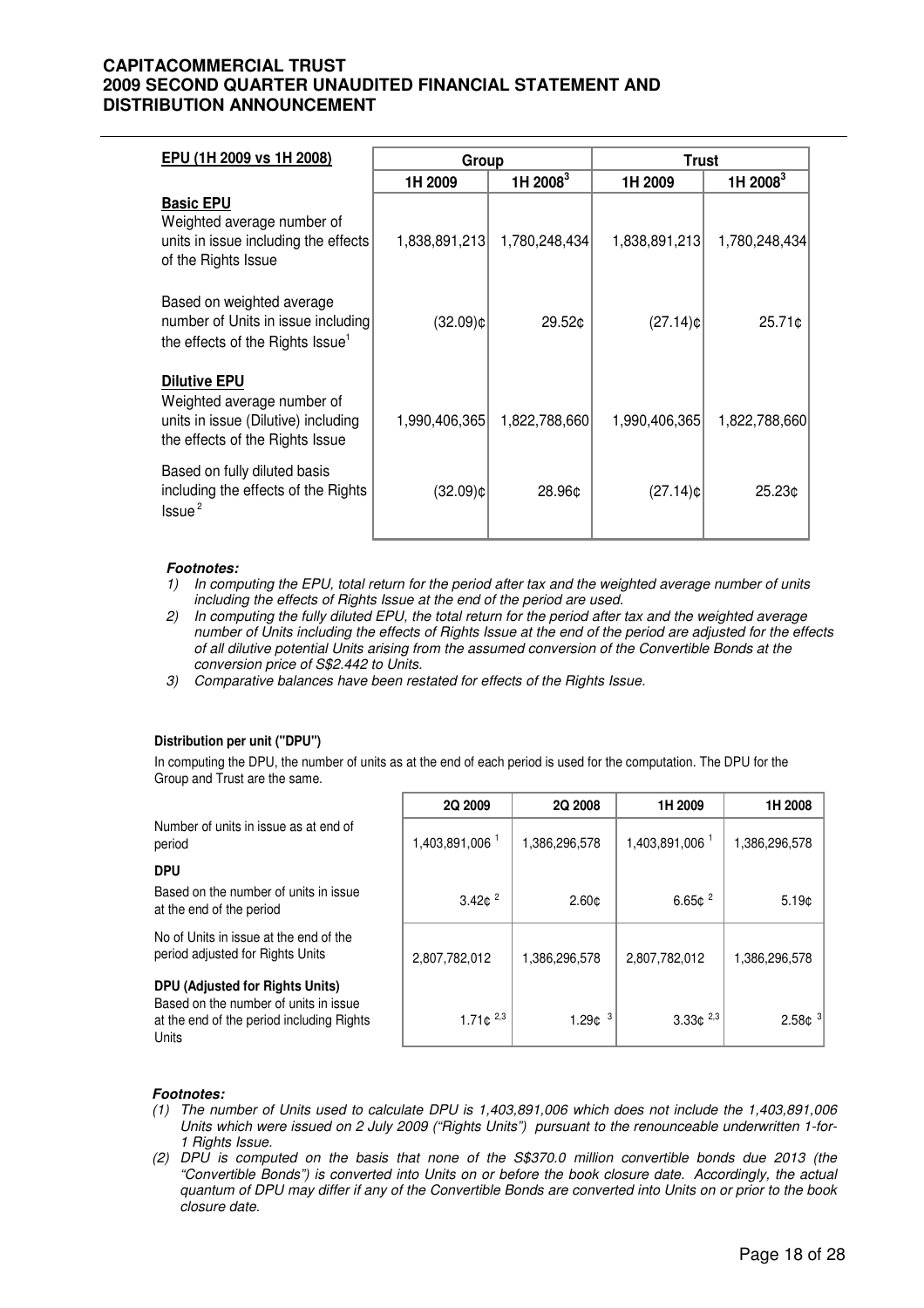| EPU (1H 2009 vs 1H 2008) | Group | | Trust | |
|---|---|---|---|---|
| | 1H 2009 | 1H 2008[3] | 1H 2009 | 1H 2008[3] |
| **Basic EPU**<br>Weighted average number of units in issue including the effects of the Rights Issue | 1,838,891,213 | 1,780,248,434 | 1,838,891,213 | 1,780,248,434 |
| Based on weighted average number of Units in issue including the effects of the Rights Issue[1] | (32.09)¢ | 29.52¢ | (27.14)¢ | 25.71¢ |
| **Dilutive EPU**<br>Weighted average number of units in issue (Dilutive) including the effects of the Rights Issue | 1,990,406,365 | 1,822,788,660 | 1,990,406,365 | 1,822,788,660 |
| Based on fully diluted basis including the effects of the Rights Issue[2] | (32.09)¢ | 28.96¢ | (27.14)¢ | 25.23¢ |

***Footnotes:***

1) *In computing the EPU, total return for the period after tax and the weighted average number of units including the effects of Rights Issue at the end of the period are used.*
2) *In computing the fully diluted EPU, the total return for the period after tax and the weighted average number of Units including the effects of Rights Issue at the end of the period are adjusted for the effects of all dilutive potential Units arising from the assumed conversion of the Convertible Bonds at the conversion price of S$2.442 to Units.*
3) *Comparative balances have been restated for effects of the Rights Issue.*

**Distribution per unit ("DPU")**

In computing the DPU, the number of units as at the end of each period is used for the computation. The DPU for the Group and Trust are the same.

| | 2Q 2009 | 2Q 2008 | 1H 2009 | 1H 2008 |
|---|---|---|---|---|
| Number of units in issue as at end of period | 1,403,891,006 [1] | 1,386,296,578 | 1,403,891,006 [1] | 1,386,296,578 |
| **DPU**<br>Based on the number of units in issue at the end of the period | 3.42¢ [2] | 2.60¢ | 6.65¢ [2] | 5.19¢ |
| No of Units in issue at the end of the period adjusted for Rights Units | 2,807,782,012 | 1,386,296,578 | 2,807,782,012 | 1,386,296,578 |
| **DPU (Adjusted for Rights Units)**<br>Based on the number of units in issue at the end of the period including Rights Units | 1.71¢ [2,3] | 1.29¢ [3] | 3.33¢ [2,3] | 2.58¢ [3] |

***Footnotes:***

(1) *The number of Units used to calculate DPU is 1,403,891,006 which does not include the 1,403,891,006 Units which were issued on 2 July 2009 ("Rights Units") pursuant to the renounceable underwritten 1-for-1 Rights Issue.*

(2) *DPU is computed on the basis that none of the S$370.0 million convertible bonds due 2013 (the "Convertible Bonds") is converted into Units on or before the book closure date. Accordingly, the actual quantum of DPU may differ if any of the Convertible Bonds are converted into Units on or prior to the book closure date.*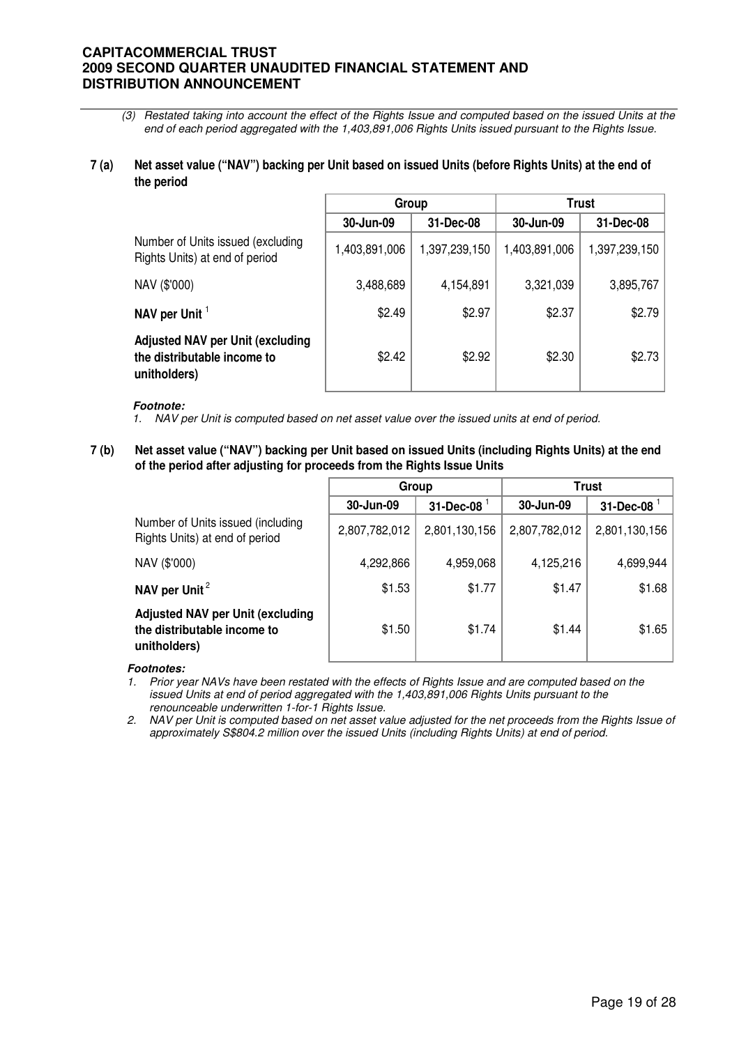*(3) Restated taking into account the effect of the Rights Issue and computed based on the issued Units at the end of each period aggregated with the 1,403,891,006 Rights Units issued pursuant to the Rights Issue.*

**7 (a) Net asset value ("NAV") backing per Unit based on issued Units (before Rights Units) at the end of the period**

| | Group | | Trust | |
|---|---|---|---|---|
| | 30-Jun-09 | 31-Dec-08 | 30-Jun-09 | 31-Dec-08 |
| Number of Units issued (excluding Rights Units) at end of period | 1,403,891,006 | 1,397,239,150 | 1,403,891,006 | 1,397,239,150 |
| NAV ($'000) | 3,488,689 | 4,154,891 | 3,321,039 | 3,895,767 |
| **NAV per Unit** [1] | $2.49 | $2.97 | $2.37 | $2.79 |
| **Adjusted NAV per Unit (excluding the distributable income to unitholders)** | $2.42 | $2.92 | $2.30 | $2.73 |

***Footnote:***
1. *NAV per Unit is computed based on net asset value over the issued units at end of period.*

**7 (b) Net asset value ("NAV") backing per Unit based on issued Units (including Rights Units) at the end of the period after adjusting for proceeds from the Rights Issue Units**

| | Group | | Trust | |
|---|---|---|---|---|
| | 30-Jun-09 | 31-Dec-08 [1] | 30-Jun-09 | 31-Dec-08 [1] |
| Number of Units issued (including Rights Units) at end of period | 2,807,782,012 | 2,801,130,156 | 2,807,782,012 | 2,801,130,156 |
| NAV ($'000) | 4,292,866 | 4,959,068 | 4,125,216 | 4,699,944 |
| **NAV per Unit** [2] | $1.53 | $1.77 | $1.47 | $1.68 |
| **Adjusted NAV per Unit (excluding the distributable income to unitholders)** | $1.50 | $1.74 | $1.44 | $1.65 |

***Footnotes:***
1. *Prior year NAVs have been restated with the effects of Rights Issue and are computed based on the issued Units at end of period aggregated with the 1,403,891,006 Rights Units pursuant to the renounceable underwritten 1-for-1 Rights Issue.*
2. *NAV per Unit is computed based on net asset value adjusted for the net proceeds from the Rights Issue of approximately S$804.2 million over the issued Units (including Rights Units) at end of period.*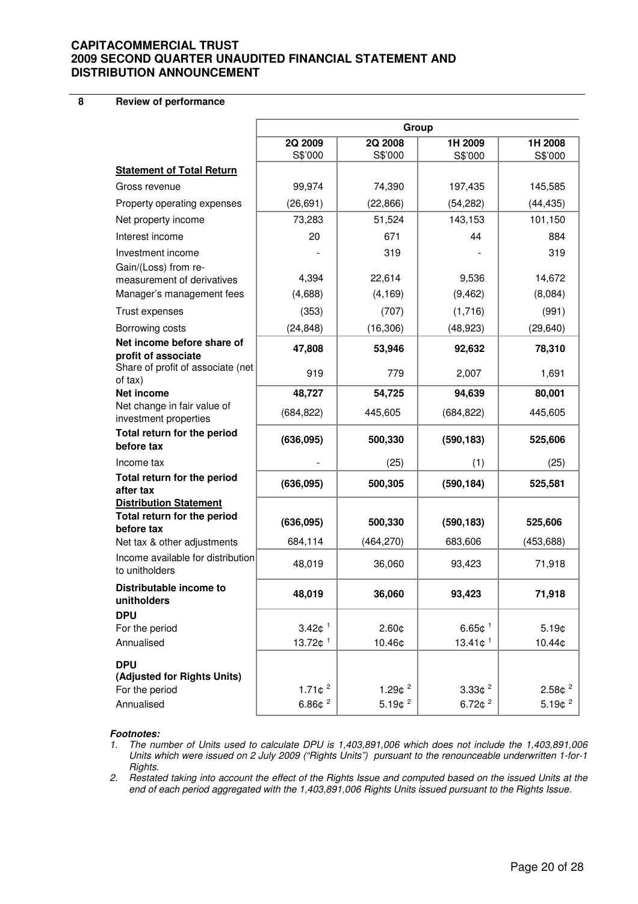## 8 Review of performance

| | Group | | | |
|---|---|---|---|---|
| | 2Q 2009<br>S$'000 | 2Q 2008<br>S$'000 | 1H 2009<br>S$'000 | 1H 2008<br>S$'000 |
| **Statement of Total Return** | | | | |
| Gross revenue | 99,974 | 74,390 | 197,435 | 145,585 |
| Property operating expenses | (26,691) | (22,866) | (54,282) | (44,435) |
| Net property income | 73,283 | 51,524 | 143,153 | 101,150 |
| Interest income | 20 | 671 | 44 | 884 |
| Investment income | - | 319 | - | 319 |
| Gain/(Loss) from re-measurement of derivatives | 4,394 | 22,614 | 9,536 | 14,672 |
| Manager's management fees | (4,688) | (4,169) | (9,462) | (8,084) |
| Trust expenses | (353) | (707) | (1,716) | (991) |
| Borrowing costs | (24,848) | (16,306) | (48,923) | (29,640) |
| **Net income before share of profit of associate** | **47,808** | **53,946** | **92,632** | **78,310** |
| Share of profit of associate (net of tax) | 919 | 779 | 2,007 | 1,691 |
| **Net income** | **48,727** | **54,725** | **94,639** | **80,001** |
| Net change in fair value of investment properties | (684,822) | 445,605 | (684,822) | 445,605 |
| **Total return for the period before tax** | **(636,095)** | **500,330** | **(590,183)** | **525,606** |
| Income tax | - | (25) | (1) | (25) |
| **Total return for the period after tax** | **(636,095)** | **500,305** | **(590,184)** | **525,581** |
| **Distribution Statement** | | | | |
| **Total return for the period before tax** | **(636,095)** | **500,330** | **(590,183)** | **525,606** |
| Net tax & other adjustments | 684,114 | (464,270) | 683,606 | (453,688) |
| Income available for distribution to unitholders | 48,019 | 36,060 | 93,423 | 71,918 |
| **Distributable income to unitholders** | **48,019** | **36,060** | **93,423** | **71,918** |
| **DPU** | | | | |
| For the period | 3.42¢ [1] | 2.60¢ | 6.65¢ [1] | 5.19¢ |
| Annualised | 13.72¢ [1] | 10.46¢ | 13.41¢ [1] | 10.44¢ |
| **DPU (Adjusted for Rights Units)** | | | | |
| For the period | 1.71¢ [2] | 1.29¢ [2] | 3.33¢ [2] | 2.58¢ [2] |
| Annualised | 6.86¢ [2] | 5.19¢ [2] | 6.72¢ [2] | 5.19¢ [2] |

***Footnotes:***

1. *The number of Units used to calculate DPU is 1,403,891,006 which does not include the 1,403,891,006 Units which were issued on 2 July 2009 ("Rights Units") pursuant to the renounceable underwritten 1-for-1 Rights.*
2. *Restated taking into account the effect of the Rights Issue and computed based on the issued Units at the end of each period aggregated with the 1,403,891,006 Rights Units issued pursuant to the Rights Issue.*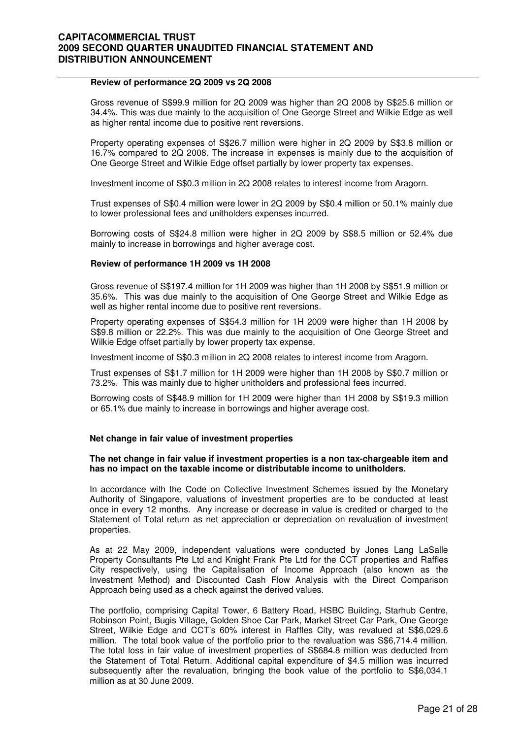**Review of performance 2Q 2009 vs 2Q 2008**

Gross revenue of S$99.9 million for 2Q 2009 was higher than 2Q 2008 by S$25.6 million or 34.4%. This was due mainly to the acquisition of One George Street and Wilkie Edge as well as higher rental income due to positive rent reversions.

Property operating expenses of S$26.7 million were higher in 2Q 2009 by S$3.8 million or 16.7% compared to 2Q 2008. The increase in expenses is mainly due to the acquisition of One George Street and Wilkie Edge offset partially by lower property tax expenses.

Investment income of S$0.3 million in 2Q 2008 relates to interest income from Aragorn.

Trust expenses of S$0.4 million were lower in 2Q 2009 by S$0.4 million or 50.1% mainly due to lower professional fees and unitholders expenses incurred.

Borrowing costs of S$24.8 million were higher in 2Q 2009 by S$8.5 million or 52.4% due mainly to increase in borrowings and higher average cost.

**Review of performance 1H 2009 vs 1H 2008**

Gross revenue of S$197.4 million for 1H 2009 was higher than 1H 2008 by S$51.9 million or 35.6%. This was due mainly to the acquisition of One George Street and Wilkie Edge as well as higher rental income due to positive rent reversions.

Property operating expenses of S$54.3 million for 1H 2009 were higher than 1H 2008 by S$9.8 million or 22.2%. This was due mainly to the acquisition of One George Street and Wilkie Edge offset partially by lower property tax expense.

Investment income of S$0.3 million in 2Q 2008 relates to interest income from Aragorn.

Trust expenses of S$1.7 million for 1H 2009 were higher than 1H 2008 by S$0.7 million or 73.2%. This was mainly due to higher unitholders and professional fees incurred.

Borrowing costs of S$48.9 million for 1H 2009 were higher than 1H 2008 by S$19.3 million or 65.1% due mainly to increase in borrowings and higher average cost.

**Net change in fair value of investment properties**

**The net change in fair value if investment properties is a non tax-chargeable item and has no impact on the taxable income or distributable income to unitholders.**

In accordance with the Code on Collective Investment Schemes issued by the Monetary Authority of Singapore, valuations of investment properties are to be conducted at least once in every 12 months. Any increase or decrease in value is credited or charged to the Statement of Total return as net appreciation or depreciation on revaluation of investment properties.

As at 22 May 2009, independent valuations were conducted by Jones Lang LaSalle Property Consultants Pte Ltd and Knight Frank Pte Ltd for the CCT properties and Raffles City respectively, using the Capitalisation of Income Approach (also known as the Investment Method) and Discounted Cash Flow Analysis with the Direct Comparison Approach being used as a check against the derived values.

The portfolio, comprising Capital Tower, 6 Battery Road, HSBC Building, Starhub Centre, Robinson Point, Bugis Village, Golden Shoe Car Park, Market Street Car Park, One George Street, Wilkie Edge and CCT's 60% interest in Raffles City, was revalued at S$6,029.6 million. The total book value of the portfolio prior to the revaluation was S$6,714.4 million. The total loss in fair value of investment properties of S$684.8 million was deducted from the Statement of Total Return. Additional capital expenditure of $4.5 million was incurred subsequently after the revaluation, bringing the book value of the portfolio to S$6,034.1 million as at 30 June 2009.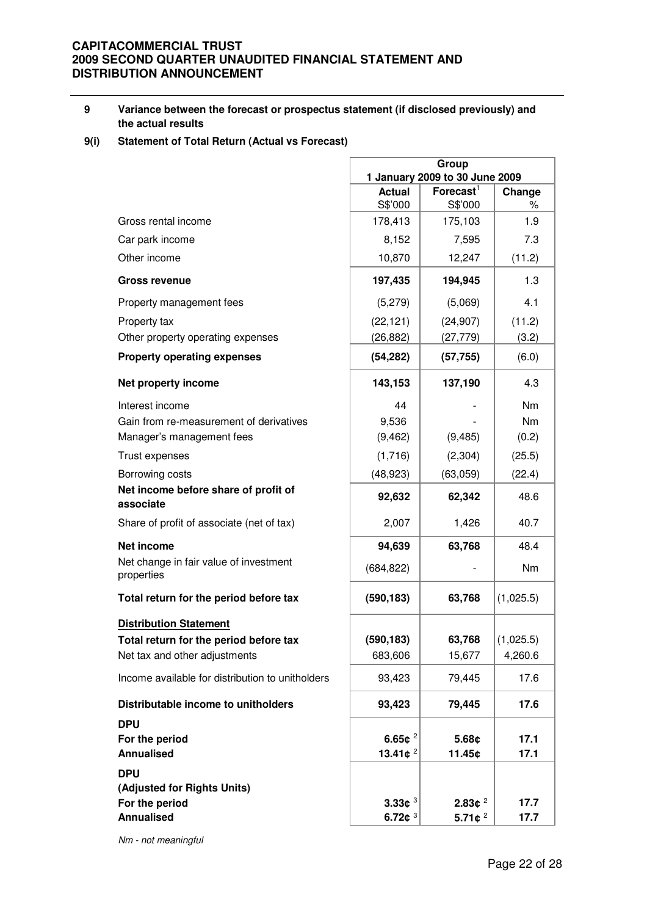## 9 Variance between the forecast or prospectus statement (if disclosed previously) and the actual results

### 9(i) Statement of Total Return (Actual vs Forecast)

| | Group | | |
|---|---|---|---|
| | 1 January 2009 to 30 June 2009 | | |
| | **Actual** S$'000 | **Forecast**[1] S$'000 | **Change** % |
| Gross rental income | 178,413 | 175,103 | 1.9 |
| Car park income | 8,152 | 7,595 | 7.3 |
| Other income | 10,870 | 12,247 | (11.2) |
| **Gross revenue** | **197,435** | **194,945** | **1.3** |
| Property management fees | (5,279) | (5,069) | 4.1 |
| Property tax | (22,121) | (24,907) | (11.2) |
| Other property operating expenses | (26,882) | (27,779) | (3.2) |
| **Property operating expenses** | **(54,282)** | **(57,755)** | **(6.0)** |
| **Net property income** | **143,153** | **137,190** | **4.3** |
| Interest income | 44 | - | Nm |
| Gain from re-measurement of derivatives | 9,536 | - | Nm |
| Manager's management fees | (9,462) | (9,485) | (0.2) |
| Trust expenses | (1,716) | (2,304) | (25.5) |
| Borrowing costs | (48,923) | (63,059) | (22.4) |
| **Net income before share of profit of associate** | **92,632** | **62,342** | **48.6** |
| Share of profit of associate (net of tax) | 2,007 | 1,426 | 40.7 |
| **Net income** | **94,639** | **63,768** | **48.4** |
| Net change in fair value of investment properties | (684,822) | - | Nm |
| **Total return for the period before tax** | **(590,183)** | **63,768** | **(1,025.5)** |
| **Distribution Statement** | | | |
| **Total return for the period before tax** | **(590,183)** | **63,768** | **(1,025.5)** |
| Net tax and other adjustments | 683,606 | 15,677 | 4,260.6 |
| Income available for distribution to unitholders | 93,423 | 79,445 | 17.6 |
| **Distributable income to unitholders** | **93,423** | **79,445** | **17.6** |
| **DPU** | | | |
| **For the period** | **6.65¢** [2] | **5.68¢** | **17.1** |
| **Annualised** | **13.41¢** [2] | **11.45¢** | **17.1** |
| **DPU (Adjusted for Rights Units)** | | | |
| **For the period** | **3.33¢** [3] | **2.83¢** [2] | **17.7** |
| **Annualised** | **6.72¢** [3] | **5.71¢** [2] | **17.7** |

*Nm - not meaningful*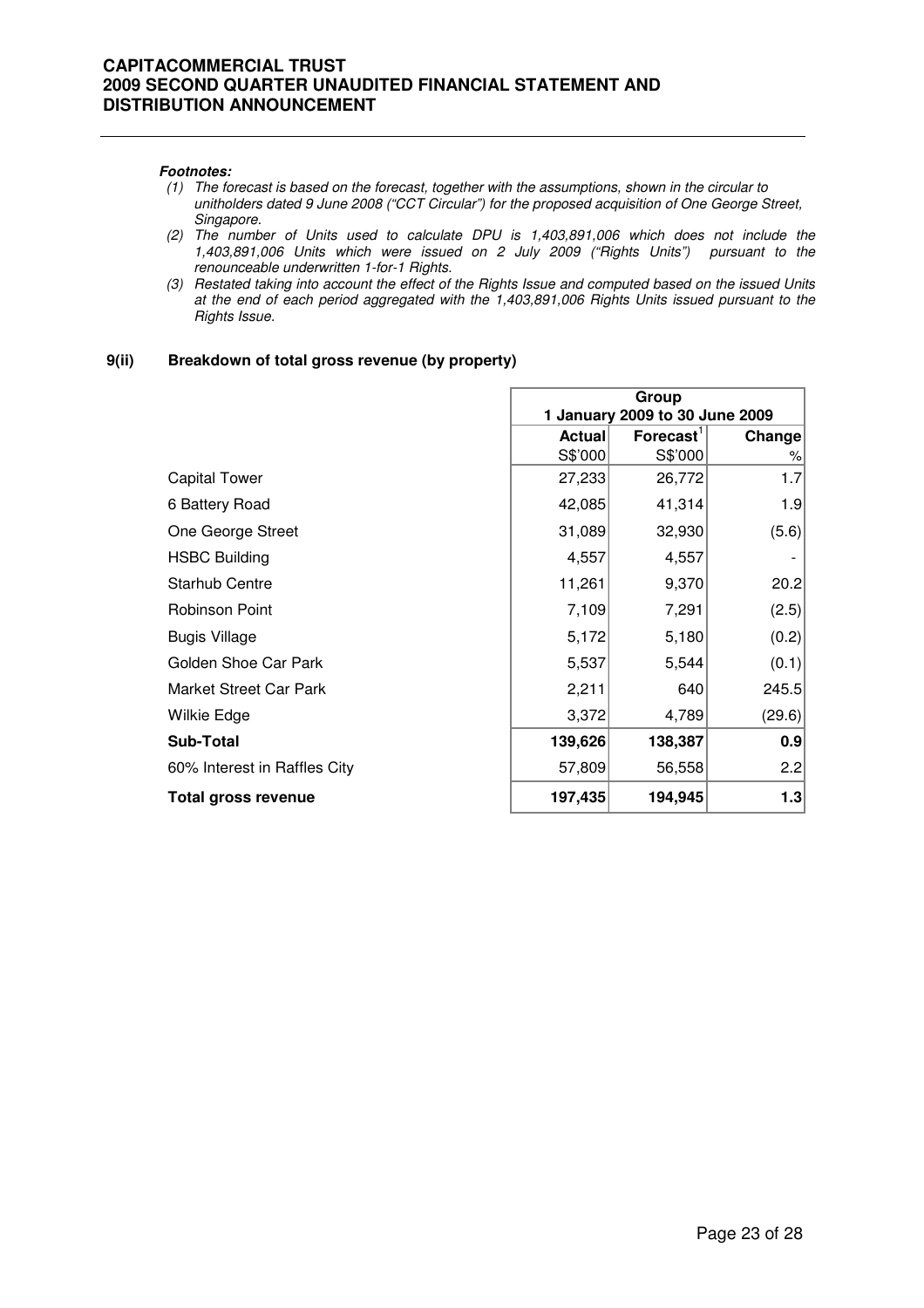***Footnotes:***

*(1) The forecast is based on the forecast, together with the assumptions, shown in the circular to unitholders dated 9 June 2008 ("CCT Circular") for the proposed acquisition of One George Street, Singapore.*

*(2) The number of Units used to calculate DPU is 1,403,891,006 which does not include the 1,403,891,006 Units which were issued on 2 July 2009 ("Rights Units") pursuant to the renounceable underwritten 1-for-1 Rights.*

*(3) Restated taking into account the effect of the Rights Issue and computed based on the issued Units at the end of each period aggregated with the 1,403,891,006 Rights Units issued pursuant to the Rights Issue.*

### 9(ii) Breakdown of total gross revenue (by property)

| | Group 1 January 2009 to 30 June 2009 | | |
|---|---|---|---|
| | **Actual** S$'000 | **Forecast**[1] S$'000 | **Change** % |
| Capital Tower | 27,233 | 26,772 | 1.7 |
| 6 Battery Road | 42,085 | 41,314 | 1.9 |
| One George Street | 31,089 | 32,930 | (5.6) |
| HSBC Building | 4,557 | 4,557 | - |
| Starhub Centre | 11,261 | 9,370 | 20.2 |
| Robinson Point | 7,109 | 7,291 | (2.5) |
| Bugis Village | 5,172 | 5,180 | (0.2) |
| Golden Shoe Car Park | 5,537 | 5,544 | (0.1) |
| Market Street Car Park | 2,211 | 640 | 245.5 |
| Wilkie Edge | 3,372 | 4,789 | (29.6) |
| **Sub-Total** | **139,626** | **138,387** | **0.9** |
| 60% Interest in Raffles City | 57,809 | 56,558 | 2.2 |
| **Total gross revenue** | **197,435** | **194,945** | **1.3** |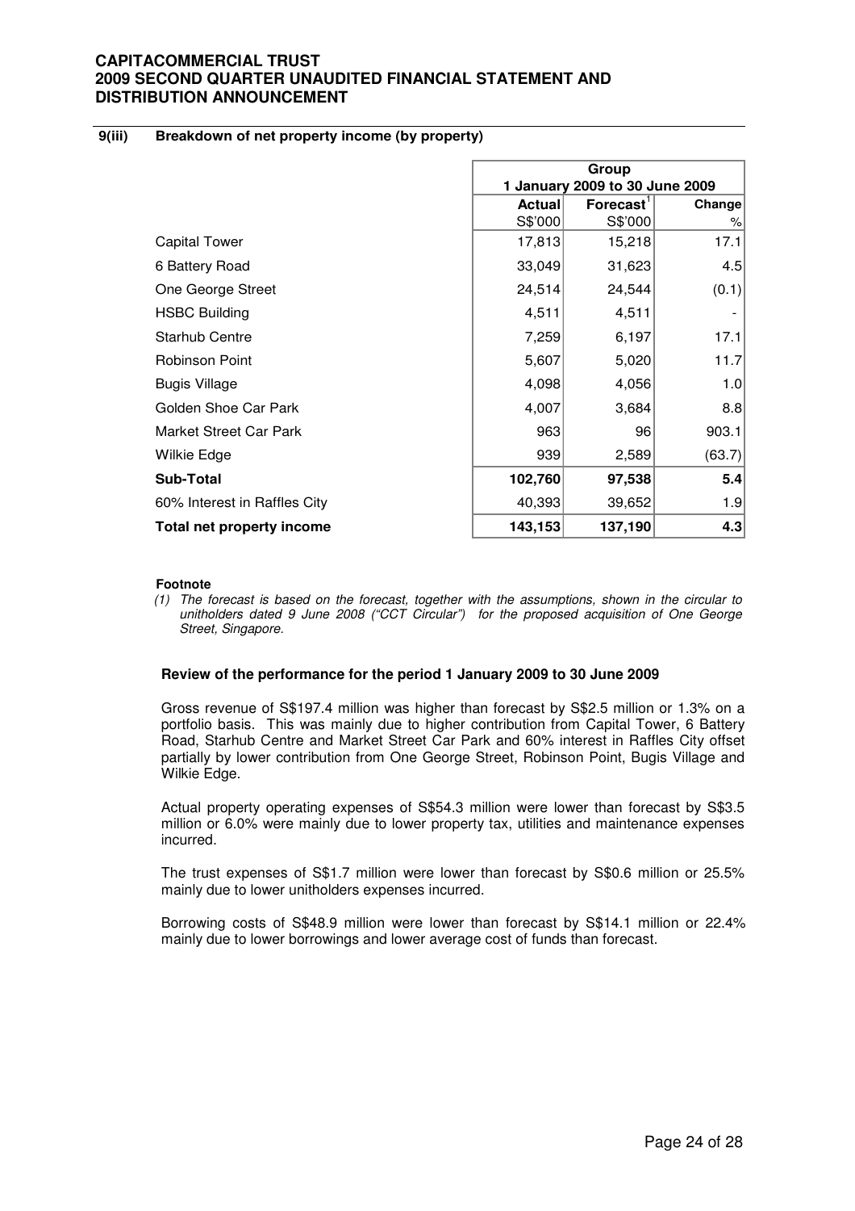## 9(iii) Breakdown of net property income (by property)

| | Group | | |
|---|---|---|---|
| | 1 January 2009 to 30 June 2009 | | |
| | **Actual** S$'000 | **Forecast**[1] S$'000 | **Change** % |
| Capital Tower | 17,813 | 15,218 | 17.1 |
| 6 Battery Road | 33,049 | 31,623 | 4.5 |
| One George Street | 24,514 | 24,544 | (0.1) |
| HSBC Building | 4,511 | 4,511 | - |
| Starhub Centre | 7,259 | 6,197 | 17.1 |
| Robinson Point | 5,607 | 5,020 | 11.7 |
| Bugis Village | 4,098 | 4,056 | 1.0 |
| Golden Shoe Car Park | 4,007 | 3,684 | 8.8 |
| Market Street Car Park | 963 | 96 | 903.1 |
| Wilkie Edge | 939 | 2,589 | (63.7) |
| **Sub-Total** | **102,760** | **97,538** | **5.4** |
| 60% Interest in Raffles City | 40,393 | 39,652 | 1.9 |
| **Total net property income** | **143,153** | **137,190** | **4.3** |

**Footnote**

*(1) The forecast is based on the forecast, together with the assumptions, shown in the circular to unitholders dated 9 June 2008 ("CCT Circular") for the proposed acquisition of One George Street, Singapore.*

**Review of the performance for the period 1 January 2009 to 30 June 2009**

Gross revenue of S$197.4 million was higher than forecast by S$2.5 million or 1.3% on a portfolio basis. This was mainly due to higher contribution from Capital Tower, 6 Battery Road, Starhub Centre and Market Street Car Park and 60% interest in Raffles City offset partially by lower contribution from One George Street, Robinson Point, Bugis Village and Wilkie Edge.

Actual property operating expenses of S$54.3 million were lower than forecast by S$3.5 million or 6.0% were mainly due to lower property tax, utilities and maintenance expenses incurred.

The trust expenses of S$1.7 million were lower than forecast by S$0.6 million or 25.5% mainly due to lower unitholders expenses incurred.

Borrowing costs of S$48.9 million were lower than forecast by S$14.1 million or 22.4% mainly due to lower borrowings and lower average cost of funds than forecast.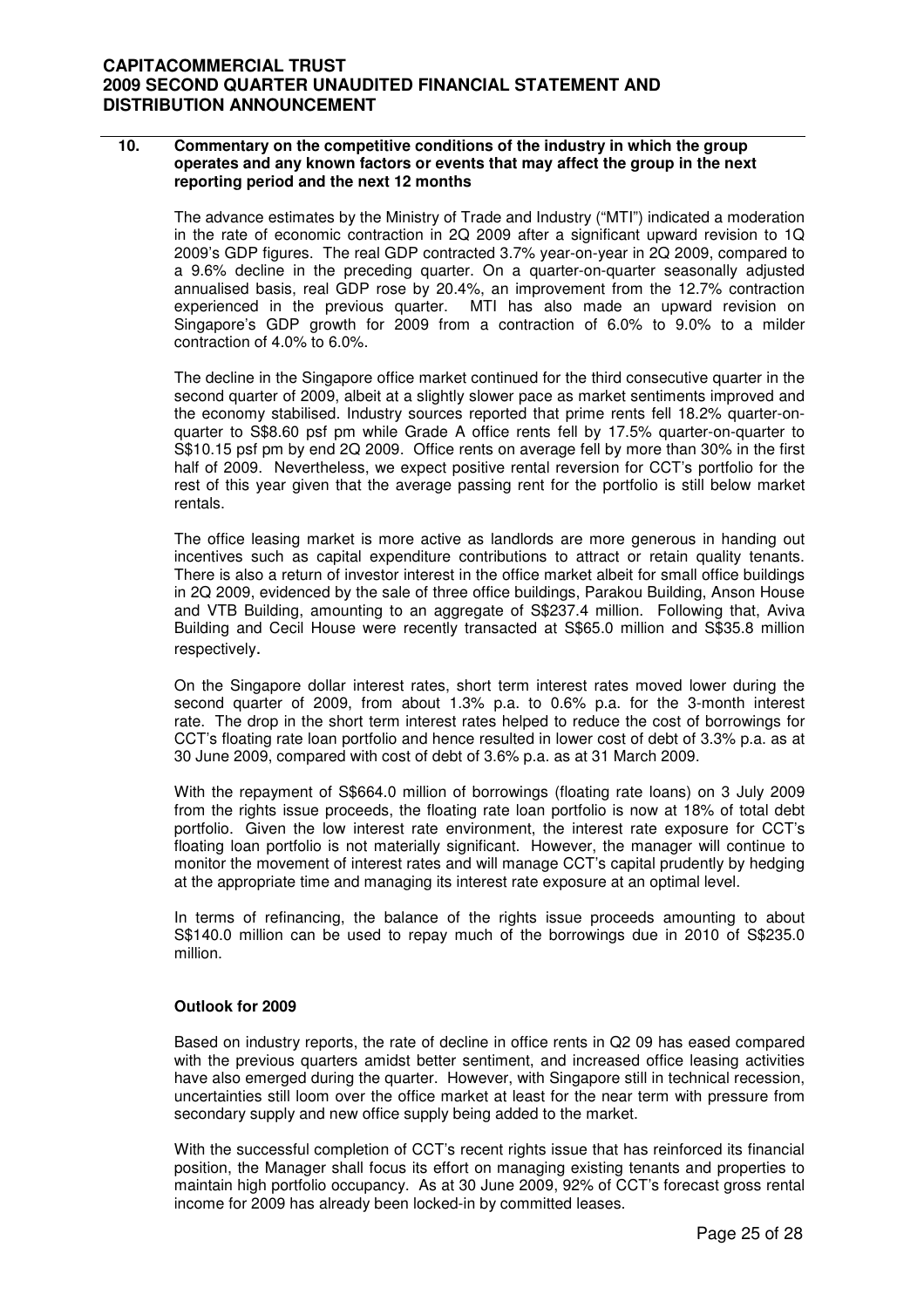## 10. Commentary on the competitive conditions of the industry in which the group operates and any known factors or events that may affect the group in the next reporting period and the next 12 months

The advance estimates by the Ministry of Trade and Industry ("MTI") indicated a moderation in the rate of economic contraction in 2Q 2009 after a significant upward revision to 1Q 2009's GDP figures. The real GDP contracted 3.7% year-on-year in 2Q 2009, compared to a 9.6% decline in the preceding quarter. On a quarter-on-quarter seasonally adjusted annualised basis, real GDP rose by 20.4%, an improvement from the 12.7% contraction experienced in the previous quarter. MTI has also made an upward revision on Singapore's GDP growth for 2009 from a contraction of 6.0% to 9.0% to a milder contraction of 4.0% to 6.0%.

The decline in the Singapore office market continued for the third consecutive quarter in the second quarter of 2009, albeit at a slightly slower pace as market sentiments improved and the economy stabilised. Industry sources reported that prime rents fell 18.2% quarter-on-quarter to S$8.60 psf pm while Grade A office rents fell by 17.5% quarter-on-quarter to S$10.15 psf pm by end 2Q 2009. Office rents on average fell by more than 30% in the first half of 2009. Nevertheless, we expect positive rental reversion for CCT's portfolio for the rest of this year given that the average passing rent for the portfolio is still below market rentals.

The office leasing market is more active as landlords are more generous in handing out incentives such as capital expenditure contributions to attract or retain quality tenants. There is also a return of investor interest in the office market albeit for small office buildings in 2Q 2009, evidenced by the sale of three office buildings, Parakou Building, Anson House and VTB Building, amounting to an aggregate of S$237.4 million. Following that, Aviva Building and Cecil House were recently transacted at S$65.0 million and S$35.8 million respectively.

On the Singapore dollar interest rates, short term interest rates moved lower during the second quarter of 2009, from about 1.3% p.a. to 0.6% p.a. for the 3-month interest rate. The drop in the short term interest rates helped to reduce the cost of borrowings for CCT's floating rate loan portfolio and hence resulted in lower cost of debt of 3.3% p.a. as at 30 June 2009, compared with cost of debt of 3.6% p.a. as at 31 March 2009.

With the repayment of S$664.0 million of borrowings (floating rate loans) on 3 July 2009 from the rights issue proceeds, the floating rate loan portfolio is now at 18% of total debt portfolio. Given the low interest rate environment, the interest rate exposure for CCT's floating loan portfolio is not materially significant. However, the manager will continue to monitor the movement of interest rates and will manage CCT's capital prudently by hedging at the appropriate time and managing its interest rate exposure at an optimal level.

In terms of refinancing, the balance of the rights issue proceeds amounting to about S$140.0 million can be used to repay much of the borrowings due in 2010 of S$235.0 million.

### Outlook for 2009

Based on industry reports, the rate of decline in office rents in Q2 09 has eased compared with the previous quarters amidst better sentiment, and increased office leasing activities have also emerged during the quarter. However, with Singapore still in technical recession, uncertainties still loom over the office market at least for the near term with pressure from secondary supply and new office supply being added to the market.

With the successful completion of CCT's recent rights issue that has reinforced its financial position, the Manager shall focus its effort on managing existing tenants and properties to maintain high portfolio occupancy. As at 30 June 2009, 92% of CCT's forecast gross rental income for 2009 has already been locked-in by committed leases.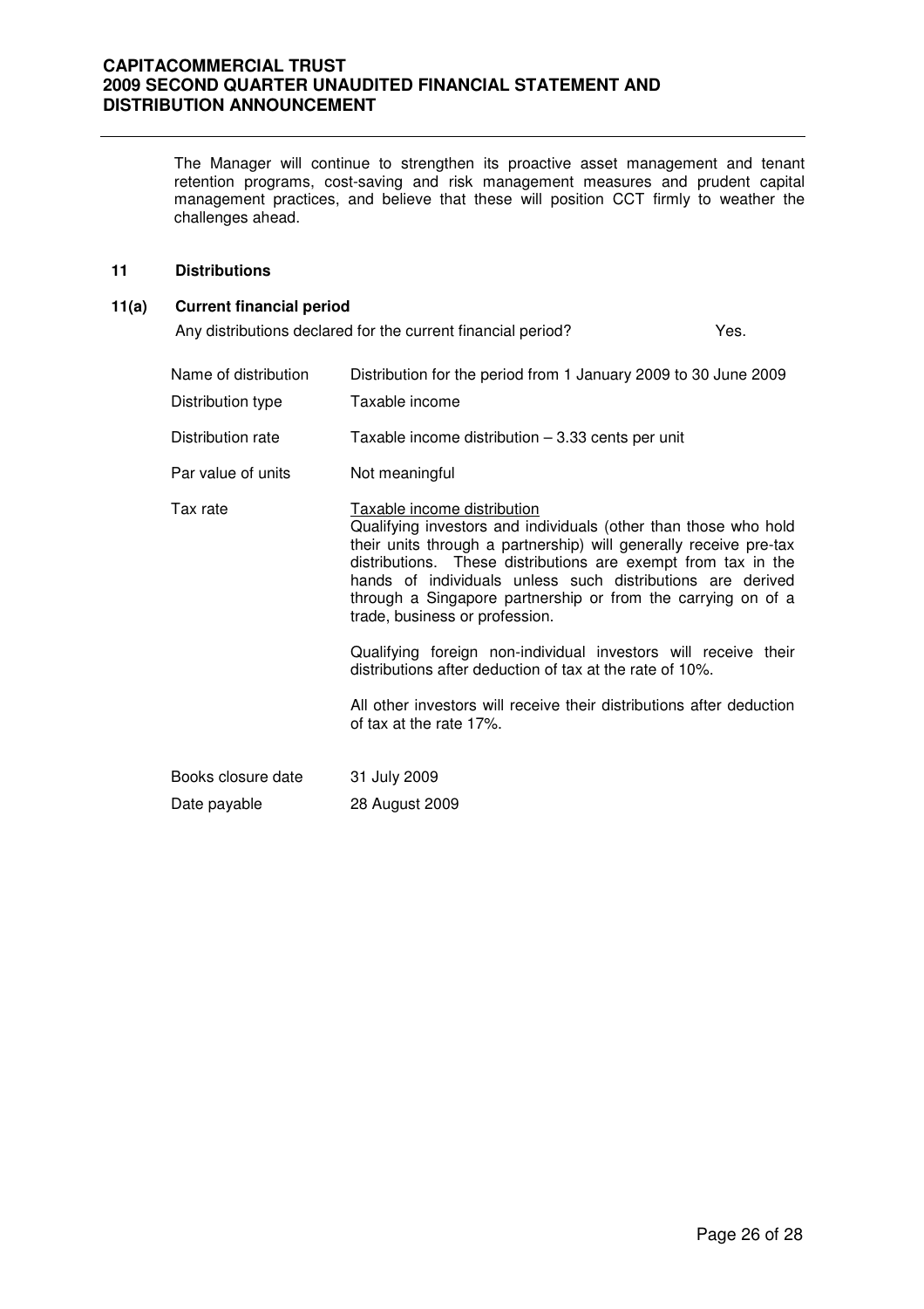The Manager will continue to strengthen its proactive asset management and tenant retention programs, cost-saving and risk management measures and prudent capital management practices, and believe that these will position CCT firmly to weather the challenges ahead.

## 11 Distributions

### 11(a) Current financial period

Any distributions declared for the current financial period? Yes.

| | |
|---|---|
| Name of distribution | Distribution for the period from 1 January 2009 to 30 June 2009 |
| Distribution type | Taxable income |
| Distribution rate | Taxable income distribution – 3.33 cents per unit |
| Par value of units | Not meaningful |
| Tax rate | Taxable income distribution<br>Qualifying investors and individuals (other than those who hold their units through a partnership) will generally receive pre-tax distributions. These distributions are exempt from tax in the hands of individuals unless such distributions are derived through a Singapore partnership or from the carrying on of a trade, business or profession.<br><br>Qualifying foreign non-individual investors will receive their distributions after deduction of tax at the rate of 10%.<br><br>All other investors will receive their distributions after deduction of tax at the rate 17%. |
| Books closure date | 31 July 2009 |
| Date payable | 28 August 2009 |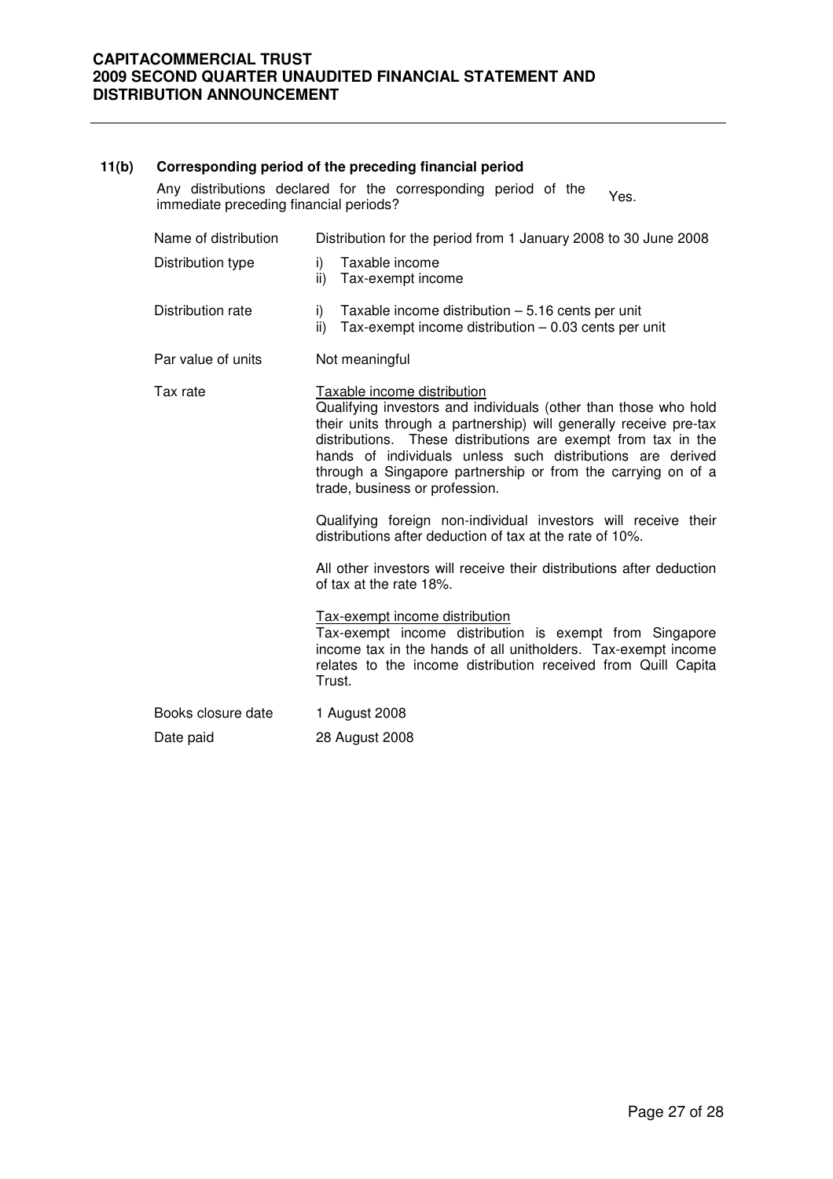### 11(b) Corresponding period of the preceding financial period

Any distributions declared for the corresponding period of the immediate preceding financial periods? Yes.

| | |
|---|---|
| Name of distribution | Distribution for the period from 1 January 2008 to 30 June 2008 |
| Distribution type | i) Taxable income<br>ii) Tax-exempt income |
| Distribution rate | i) Taxable income distribution – 5.16 cents per unit<br>ii) Tax-exempt income distribution – 0.03 cents per unit |
| Par value of units | Not meaningful |
| Tax rate | <u>Taxable income distribution</u><br>Qualifying investors and individuals (other than those who hold their units through a partnership) will generally receive pre-tax distributions. These distributions are exempt from tax in the hands of individuals unless such distributions are derived through a Singapore partnership or from the carrying on of a trade, business or profession.<br><br>Qualifying foreign non-individual investors will receive their distributions after deduction of tax at the rate of 10%.<br><br>All other investors will receive their distributions after deduction of tax at the rate 18%.<br><br><u>Tax-exempt income distribution</u><br>Tax-exempt income distribution is exempt from Singapore income tax in the hands of all unitholders. Tax-exempt income relates to the income distribution received from Quill Capita Trust. |
| Books closure date | 1 August 2008 |
| Date paid | 28 August 2008 |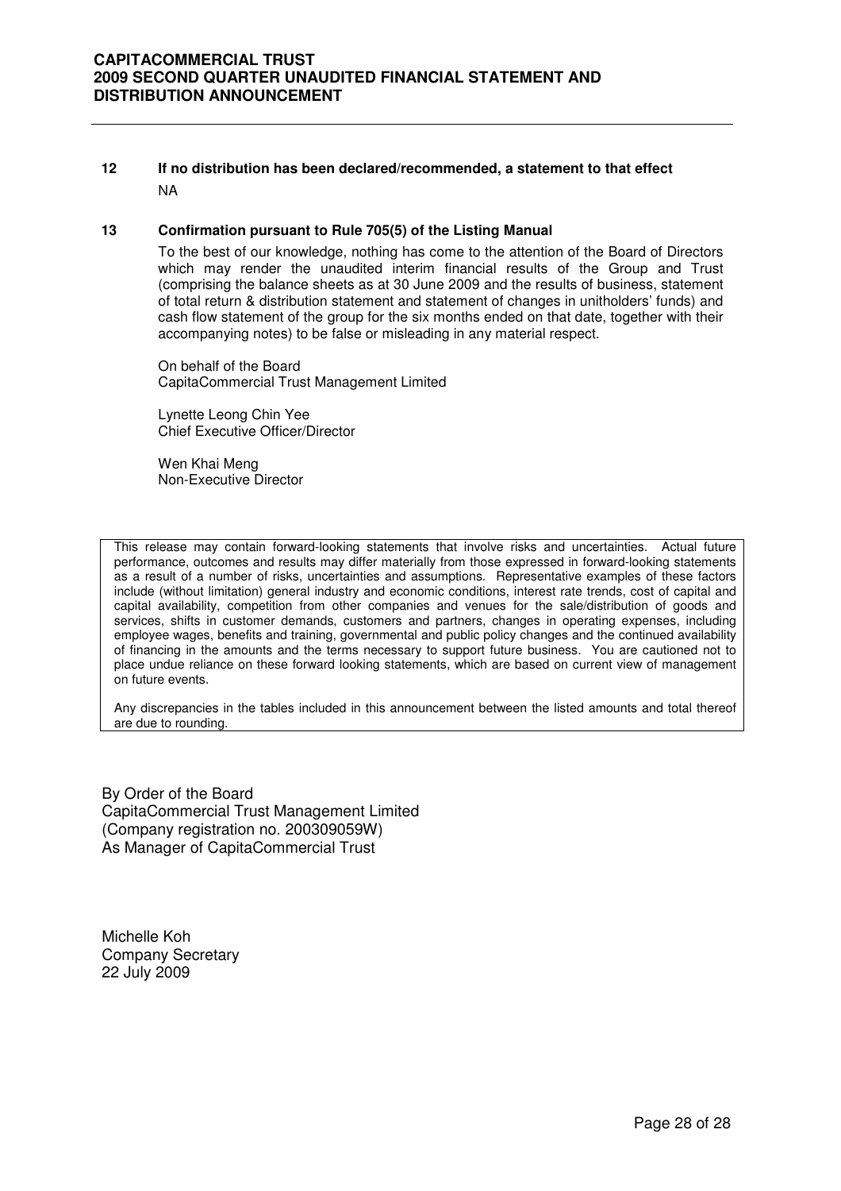## 12 If no distribution has been declared/recommended, a statement to that effect

NA

## 13 Confirmation pursuant to Rule 705(5) of the Listing Manual

To the best of our knowledge, nothing has come to the attention of the Board of Directors which may render the unaudited interim financial results of the Group and Trust (comprising the balance sheets as at 30 June 2009 and the results of business, statement of total return & distribution statement and statement of changes in unitholders' funds) and cash flow statement of the group for the six months ended on that date, together with their accompanying notes) to be false or misleading in any material respect.

On behalf of the Board
CapitaCommercial Trust Management Limited

Lynette Leong Chin Yee
Chief Executive Officer/Director

Wen Khai Meng
Non-Executive Director

This release may contain forward-looking statements that involve risks and uncertainties. Actual future performance, outcomes and results may differ materially from those expressed in forward-looking statements as a result of a number of risks, uncertainties and assumptions. Representative examples of these factors include (without limitation) general industry and economic conditions, interest rate trends, cost of capital and capital availability, competition from other companies and venues for the sale/distribution of goods and services, shifts in customer demands, customers and partners, changes in operating expenses, including employee wages, benefits and training, governmental and public policy changes and the continued availability of financing in the amounts and the terms necessary to support future business. You are cautioned not to place undue reliance on these forward looking statements, which are based on current view of management on future events.

Any discrepancies in the tables included in this announcement between the listed amounts and total thereof are due to rounding.

By Order of the Board
CapitaCommercial Trust Management Limited
(Company registration no. 200309059W)
As Manager of CapitaCommercial Trust

Michelle Koh
Company Secretary
22 July 2009